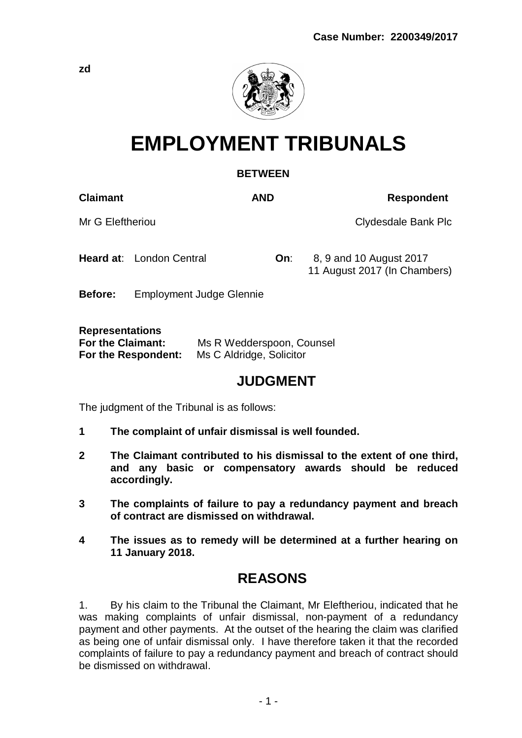**Case Number: 2200349/2017**

zd

# EMPLOYMENT TRIBUNALS

**BETWEEN**

| **Claimant** | **AND** | **Respondent** |
|---|---|---|
| Mr G Eleftheriou | | Clydesdale Bank Plc |

**Heard at**: London Central **On**: 8, 9 and 10 August 2017
11 August 2017 (In Chambers)

**Before:** Employment Judge Glennie

**Representations**
**For the Claimant:** Ms R Wedderspoon, Counsel
**For the Respondent:** Ms C Aldridge, Solicitor

## JUDGMENT

The judgment of the Tribunal is as follows:

1. **The complaint of unfair dismissal is well founded.**

2. **The Claimant contributed to his dismissal to the extent of one third, and any basic or compensatory awards should be reduced accordingly.**

3. **The complaints of failure to pay a redundancy payment and breach of contract are dismissed on withdrawal.**

4. **The issues as to remedy will be determined at a further hearing on 11 January 2018.**

## REASONS

1. By his claim to the Tribunal the Claimant, Mr Eleftheriou, indicated that he was making complaints of unfair dismissal, non-payment of a redundancy payment and other payments. At the outset of the hearing the claim was clarified as being one of unfair dismissal only. I have therefore taken it that the recorded complaints of failure to pay a redundancy payment and breach of contract should be dismissed on withdrawal.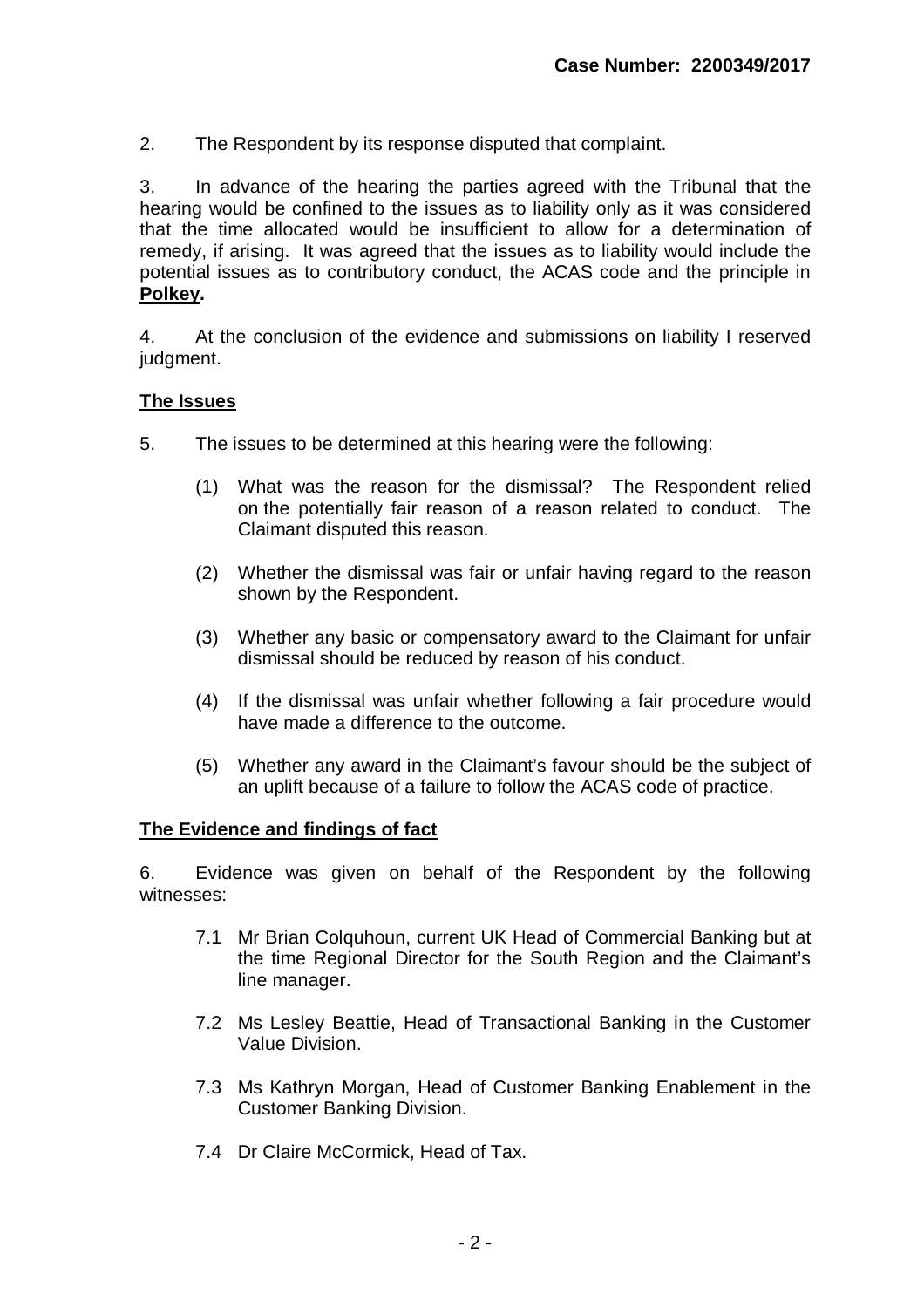2. The Respondent by its response disputed that complaint.

3. In advance of the hearing the parties agreed with the Tribunal that the hearing would be confined to the issues as to liability only as it was considered that the time allocated would be insufficient to allow for a determination of remedy, if arising. It was agreed that the issues as to liability would include the potential issues as to contributory conduct, the ACAS code and the principle in **Polkey.**

4. At the conclusion of the evidence and submissions on liability I reserved judgment.

## The Issues

5. The issues to be determined at this hearing were the following:

   (1) What was the reason for the dismissal? The Respondent relied on the potentially fair reason of a reason related to conduct. The Claimant disputed this reason.

   (2) Whether the dismissal was fair or unfair having regard to the reason shown by the Respondent.

   (3) Whether any basic or compensatory award to the Claimant for unfair dismissal should be reduced by reason of his conduct.

   (4) If the dismissal was unfair whether following a fair procedure would have made a difference to the outcome.

   (5) Whether any award in the Claimant's favour should be the subject of an uplift because of a failure to follow the ACAS code of practice.

## The Evidence and findings of fact

6. Evidence was given on behalf of the Respondent by the following witnesses:

   7.1 Mr Brian Colquhoun, current UK Head of Commercial Banking but at the time Regional Director for the South Region and the Claimant's line manager.

   7.2 Ms Lesley Beattie, Head of Transactional Banking in the Customer Value Division.

   7.3 Ms Kathryn Morgan, Head of Customer Banking Enablement in the Customer Banking Division.

   7.4 Dr Claire McCormick, Head of Tax.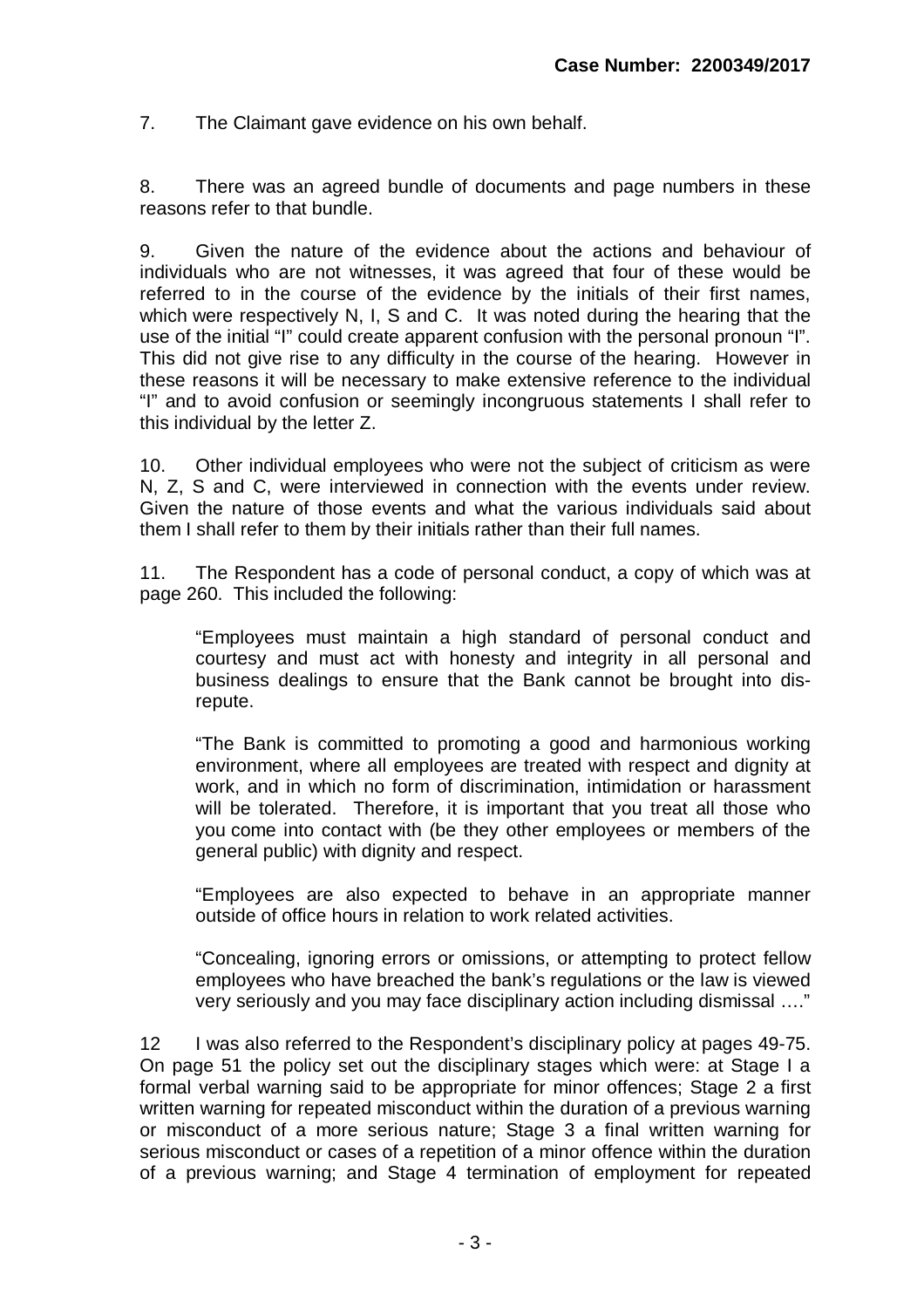7. The Claimant gave evidence on his own behalf.

8. There was an agreed bundle of documents and page numbers in these reasons refer to that bundle.

9. Given the nature of the evidence about the actions and behaviour of individuals who are not witnesses, it was agreed that four of these would be referred to in the course of the evidence by the initials of their first names, which were respectively N, I, S and C. It was noted during the hearing that the use of the initial "I" could create apparent confusion with the personal pronoun "I". This did not give rise to any difficulty in the course of the hearing. However in these reasons it will be necessary to make extensive reference to the individual "I" and to avoid confusion or seemingly incongruous statements I shall refer to this individual by the letter Z.

10. Other individual employees who were not the subject of criticism as were N, Z, S and C, were interviewed in connection with the events under review. Given the nature of those events and what the various individuals said about them I shall refer to them by their initials rather than their full names.

11. The Respondent has a code of personal conduct, a copy of which was at page 260. This included the following:

> "Employees must maintain a high standard of personal conduct and courtesy and must act with honesty and integrity in all personal and business dealings to ensure that the Bank cannot be brought into dis-repute.
>
> "The Bank is committed to promoting a good and harmonious working environment, where all employees are treated with respect and dignity at work, and in which no form of discrimination, intimidation or harassment will be tolerated. Therefore, it is important that you treat all those who you come into contact with (be they other employees or members of the general public) with dignity and respect.
>
> "Employees are also expected to behave in an appropriate manner outside of office hours in relation to work related activities.
>
> "Concealing, ignoring errors or omissions, or attempting to protect fellow employees who have breached the bank's regulations or the law is viewed very seriously and you may face disciplinary action including dismissal …."

12 I was also referred to the Respondent's disciplinary policy at pages 49-75. On page 51 the policy set out the disciplinary stages which were: at Stage I a formal verbal warning said to be appropriate for minor offences; Stage 2 a first written warning for repeated misconduct within the duration of a previous warning or misconduct of a more serious nature; Stage 3 a final written warning for serious misconduct or cases of a repetition of a minor offence within the duration of a previous warning; and Stage 4 termination of employment for repeated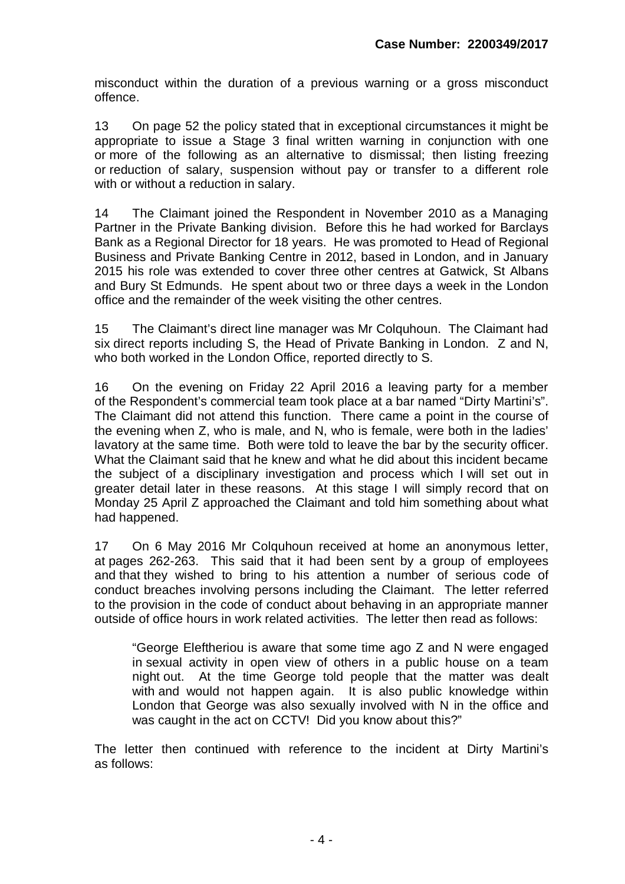misconduct within the duration of a previous warning or a gross misconduct offence.

13 On page 52 the policy stated that in exceptional circumstances it might be appropriate to issue a Stage 3 final written warning in conjunction with one or more of the following as an alternative to dismissal; then listing freezing or reduction of salary, suspension without pay or transfer to a different role with or without a reduction in salary.

14 The Claimant joined the Respondent in November 2010 as a Managing Partner in the Private Banking division. Before this he had worked for Barclays Bank as a Regional Director for 18 years. He was promoted to Head of Regional Business and Private Banking Centre in 2012, based in London, and in January 2015 his role was extended to cover three other centres at Gatwick, St Albans and Bury St Edmunds. He spent about two or three days a week in the London office and the remainder of the week visiting the other centres.

15 The Claimant's direct line manager was Mr Colquhoun. The Claimant had six direct reports including S, the Head of Private Banking in London. Z and N, who both worked in the London Office, reported directly to S.

16 On the evening on Friday 22 April 2016 a leaving party for a member of the Respondent's commercial team took place at a bar named "Dirty Martini's". The Claimant did not attend this function. There came a point in the course of the evening when Z, who is male, and N, who is female, were both in the ladies' lavatory at the same time. Both were told to leave the bar by the security officer. What the Claimant said that he knew and what he did about this incident became the subject of a disciplinary investigation and process which I will set out in greater detail later in these reasons. At this stage I will simply record that on Monday 25 April Z approached the Claimant and told him something about what had happened.

17 On 6 May 2016 Mr Colquhoun received at home an anonymous letter, at pages 262-263. This said that it had been sent by a group of employees and that they wished to bring to his attention a number of serious code of conduct breaches involving persons including the Claimant. The letter referred to the provision in the code of conduct about behaving in an appropriate manner outside of office hours in work related activities. The letter then read as follows:

> "George Eleftheriou is aware that some time ago Z and N were engaged in sexual activity in open view of others in a public house on a team night out. At the time George told people that the matter was dealt with and would not happen again. It is also public knowledge within London that George was also sexually involved with N in the office and was caught in the act on CCTV! Did you know about this?"

The letter then continued with reference to the incident at Dirty Martini's as follows: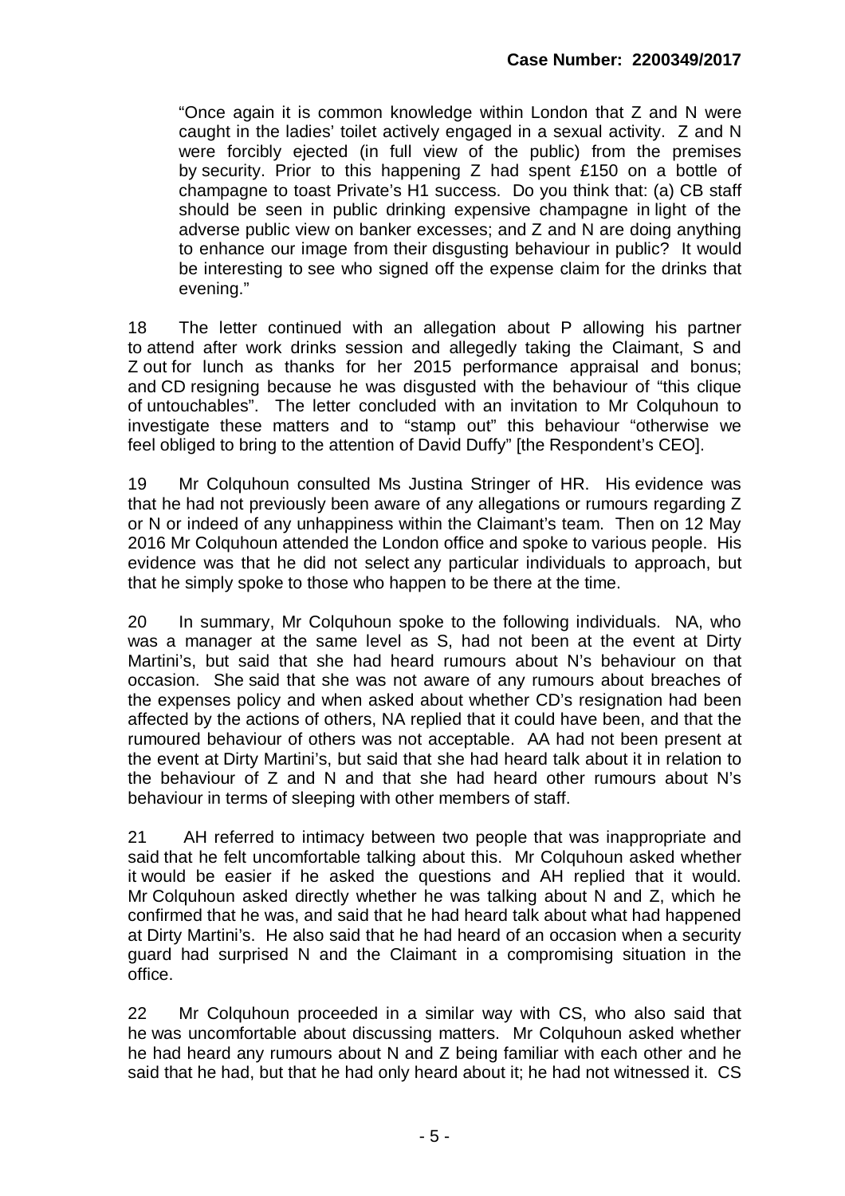> "Once again it is common knowledge within London that Z and N were caught in the ladies' toilet actively engaged in a sexual activity. Z and N were forcibly ejected (in full view of the public) from the premises by security. Prior to this happening Z had spent £150 on a bottle of champagne to toast Private's H1 success. Do you think that: (a) CB staff should be seen in public drinking expensive champagne in light of the adverse public view on banker excesses; and Z and N are doing anything to enhance our image from their disgusting behaviour in public? It would be interesting to see who signed off the expense claim for the drinks that evening."

18 The letter continued with an allegation about P allowing his partner to attend after work drinks session and allegedly taking the Claimant, S and Z out for lunch as thanks for her 2015 performance appraisal and bonus; and CD resigning because he was disgusted with the behaviour of "this clique of untouchables". The letter concluded with an invitation to Mr Colquhoun to investigate these matters and to "stamp out" this behaviour "otherwise we feel obliged to bring to the attention of David Duffy" [the Respondent's CEO].

19 Mr Colquhoun consulted Ms Justina Stringer of HR. His evidence was that he had not previously been aware of any allegations or rumours regarding Z or N or indeed of any unhappiness within the Claimant's team. Then on 12 May 2016 Mr Colquhoun attended the London office and spoke to various people. His evidence was that he did not select any particular individuals to approach, but that he simply spoke to those who happen to be there at the time.

20 In summary, Mr Colquhoun spoke to the following individuals. NA, who was a manager at the same level as S, had not been at the event at Dirty Martini's, but said that she had heard rumours about N's behaviour on that occasion. She said that she was not aware of any rumours about breaches of the expenses policy and when asked about whether CD's resignation had been affected by the actions of others, NA replied that it could have been, and that the rumoured behaviour of others was not acceptable. AA had not been present at the event at Dirty Martini's, but said that she had heard talk about it in relation to the behaviour of Z and N and that she had heard other rumours about N's behaviour in terms of sleeping with other members of staff.

21 AH referred to intimacy between two people that was inappropriate and said that he felt uncomfortable talking about this. Mr Colquhoun asked whether it would be easier if he asked the questions and AH replied that it would. Mr Colquhoun asked directly whether he was talking about N and Z, which he confirmed that he was, and said that he had heard talk about what had happened at Dirty Martini's. He also said that he had heard of an occasion when a security guard had surprised N and the Claimant in a compromising situation in the office.

22 Mr Colquhoun proceeded in a similar way with CS, who also said that he was uncomfortable about discussing matters. Mr Colquhoun asked whether he had heard any rumours about N and Z being familiar with each other and he said that he had, but that he had only heard about it; he had not witnessed it. CS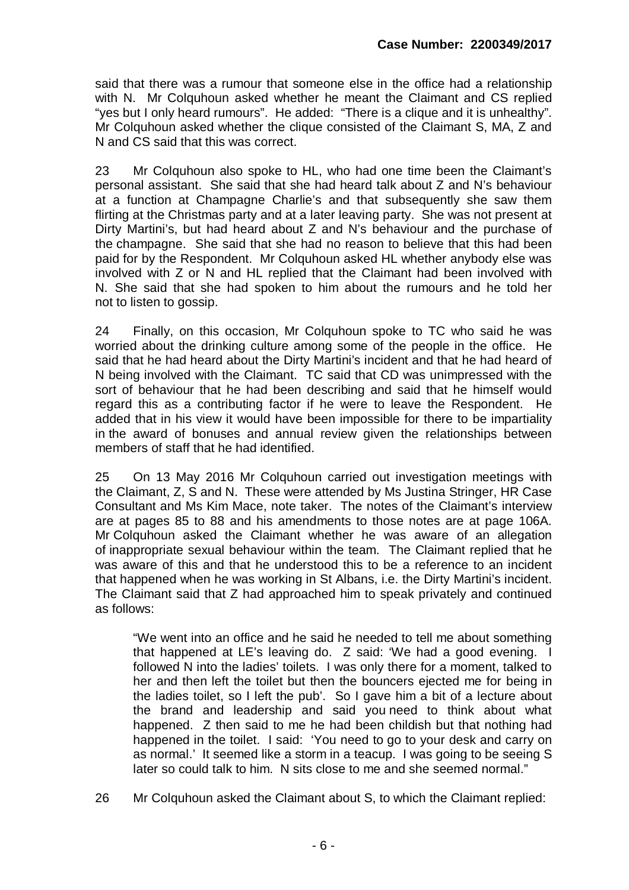said that there was a rumour that someone else in the office had a relationship with N. Mr Colquhoun asked whether he meant the Claimant and CS replied "yes but I only heard rumours". He added: "There is a clique and it is unhealthy". Mr Colquhoun asked whether the clique consisted of the Claimant S, MA, Z and N and CS said that this was correct.

23 Mr Colquhoun also spoke to HL, who had one time been the Claimant's personal assistant. She said that she had heard talk about Z and N's behaviour at a function at Champagne Charlie's and that subsequently she saw them flirting at the Christmas party and at a later leaving party. She was not present at Dirty Martini's, but had heard about Z and N's behaviour and the purchase of the champagne. She said that she had no reason to believe that this had been paid for by the Respondent. Mr Colquhoun asked HL whether anybody else was involved with Z or N and HL replied that the Claimant had been involved with N. She said that she had spoken to him about the rumours and he told her not to listen to gossip.

24 Finally, on this occasion, Mr Colquhoun spoke to TC who said he was worried about the drinking culture among some of the people in the office. He said that he had heard about the Dirty Martini's incident and that he had heard of N being involved with the Claimant. TC said that CD was unimpressed with the sort of behaviour that he had been describing and said that he himself would regard this as a contributing factor if he were to leave the Respondent. He added that in his view it would have been impossible for there to be impartiality in the award of bonuses and annual review given the relationships between members of staff that he had identified.

25 On 13 May 2016 Mr Colquhoun carried out investigation meetings with the Claimant, Z, S and N. These were attended by Ms Justina Stringer, HR Case Consultant and Ms Kim Mace, note taker. The notes of the Claimant's interview are at pages 85 to 88 and his amendments to those notes are at page 106A. Mr Colquhoun asked the Claimant whether he was aware of an allegation of inappropriate sexual behaviour within the team. The Claimant replied that he was aware of this and that he understood this to be a reference to an incident that happened when he was working in St Albans, i.e. the Dirty Martini's incident. The Claimant said that Z had approached him to speak privately and continued as follows:

> "We went into an office and he said he needed to tell me about something that happened at LE's leaving do. Z said: 'We had a good evening. I followed N into the ladies' toilets. I was only there for a moment, talked to her and then left the toilet but then the bouncers ejected me for being in the ladies toilet, so I left the pub'. So I gave him a bit of a lecture about the brand and leadership and said you need to think about what happened. Z then said to me he had been childish but that nothing had happened in the toilet. I said: 'You need to go to your desk and carry on as normal.' It seemed like a storm in a teacup. I was going to be seeing S later so could talk to him. N sits close to me and she seemed normal."

26 Mr Colquhoun asked the Claimant about S, to which the Claimant replied: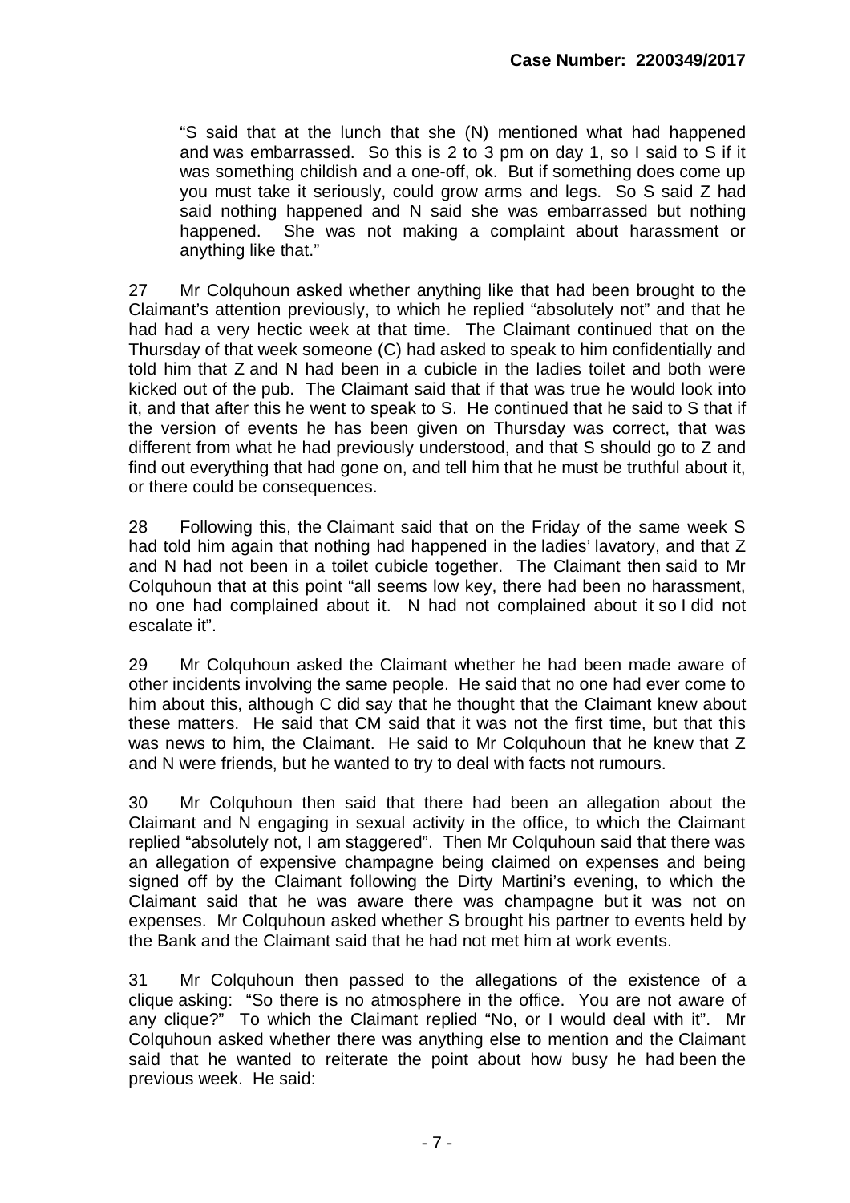> "S said that at the lunch that she (N) mentioned what had happened and was embarrassed. So this is 2 to 3 pm on day 1, so I said to S if it was something childish and a one-off, ok. But if something does come up you must take it seriously, could grow arms and legs. So S said Z had said nothing happened and N said she was embarrassed but nothing happened. She was not making a complaint about harassment or anything like that."

27 Mr Colquhoun asked whether anything like that had been brought to the Claimant's attention previously, to which he replied "absolutely not" and that he had had a very hectic week at that time. The Claimant continued that on the Thursday of that week someone (C) had asked to speak to him confidentially and told him that Z and N had been in a cubicle in the ladies toilet and both were kicked out of the pub. The Claimant said that if that was true he would look into it, and that after this he went to speak to S. He continued that he said to S that if the version of events he has been given on Thursday was correct, that was different from what he had previously understood, and that S should go to Z and find out everything that had gone on, and tell him that he must be truthful about it, or there could be consequences.

28 Following this, the Claimant said that on the Friday of the same week S had told him again that nothing had happened in the ladies' lavatory, and that Z and N had not been in a toilet cubicle together. The Claimant then said to Mr Colquhoun that at this point "all seems low key, there had been no harassment, no one had complained about it. N had not complained about it so I did not escalate it".

29 Mr Colquhoun asked the Claimant whether he had been made aware of other incidents involving the same people. He said that no one had ever come to him about this, although C did say that he thought that the Claimant knew about these matters. He said that CM said that it was not the first time, but that this was news to him, the Claimant. He said to Mr Colquhoun that he knew that Z and N were friends, but he wanted to try to deal with facts not rumours.

30 Mr Colquhoun then said that there had been an allegation about the Claimant and N engaging in sexual activity in the office, to which the Claimant replied "absolutely not, I am staggered". Then Mr Colquhoun said that there was an allegation of expensive champagne being claimed on expenses and being signed off by the Claimant following the Dirty Martini's evening, to which the Claimant said that he was aware there was champagne but it was not on expenses. Mr Colquhoun asked whether S brought his partner to events held by the Bank and the Claimant said that he had not met him at work events.

31 Mr Colquhoun then passed to the allegations of the existence of a clique asking: "So there is no atmosphere in the office. You are not aware of any clique?" To which the Claimant replied "No, or I would deal with it". Mr Colquhoun asked whether there was anything else to mention and the Claimant said that he wanted to reiterate the point about how busy he had been the previous week. He said: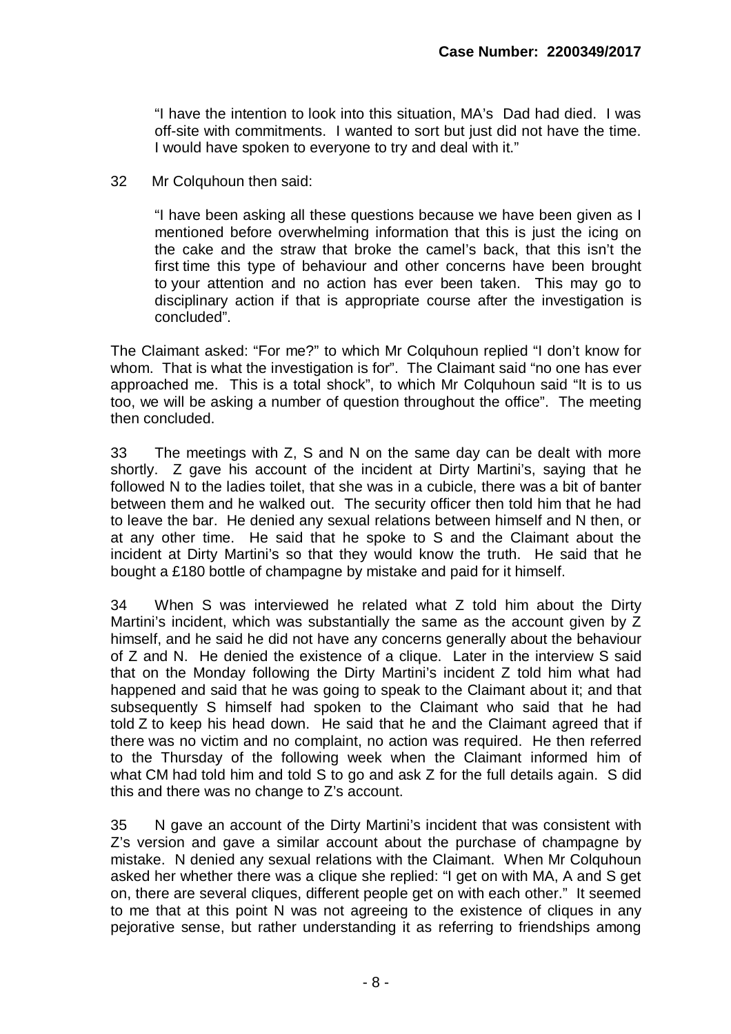"I have the intention to look into this situation, MA's Dad had died. I was off-site with commitments. I wanted to sort but just did not have the time. I would have spoken to everyone to try and deal with it."

32 Mr Colquhoun then said:

> "I have been asking all these questions because we have been given as I mentioned before overwhelming information that this is just the icing on the cake and the straw that broke the camel's back, that this isn't the first time this type of behaviour and other concerns have been brought to your attention and no action has ever been taken. This may go to disciplinary action if that is appropriate course after the investigation is concluded".

The Claimant asked: "For me?" to which Mr Colquhoun replied "I don't know for whom. That is what the investigation is for". The Claimant said "no one has ever approached me. This is a total shock", to which Mr Colquhoun said "It is to us too, we will be asking a number of question throughout the office". The meeting then concluded.

33 The meetings with Z, S and N on the same day can be dealt with more shortly. Z gave his account of the incident at Dirty Martini's, saying that he followed N to the ladies toilet, that she was in a cubicle, there was a bit of banter between them and he walked out. The security officer then told him that he had to leave the bar. He denied any sexual relations between himself and N then, or at any other time. He said that he spoke to S and the Claimant about the incident at Dirty Martini's so that they would know the truth. He said that he bought a £180 bottle of champagne by mistake and paid for it himself.

34 When S was interviewed he related what Z told him about the Dirty Martini's incident, which was substantially the same as the account given by Z himself, and he said he did not have any concerns generally about the behaviour of Z and N. He denied the existence of a clique. Later in the interview S said that on the Monday following the Dirty Martini's incident Z told him what had happened and said that he was going to speak to the Claimant about it; and that subsequently S himself had spoken to the Claimant who said that he had told Z to keep his head down. He said that he and the Claimant agreed that if there was no victim and no complaint, no action was required. He then referred to the Thursday of the following week when the Claimant informed him of what CM had told him and told S to go and ask Z for the full details again. S did this and there was no change to Z's account.

35 N gave an account of the Dirty Martini's incident that was consistent with Z's version and gave a similar account about the purchase of champagne by mistake. N denied any sexual relations with the Claimant. When Mr Colquhoun asked her whether there was a clique she replied: "I get on with MA, A and S get on, there are several cliques, different people get on with each other." It seemed to me that at this point N was not agreeing to the existence of cliques in any pejorative sense, but rather understanding it as referring to friendships among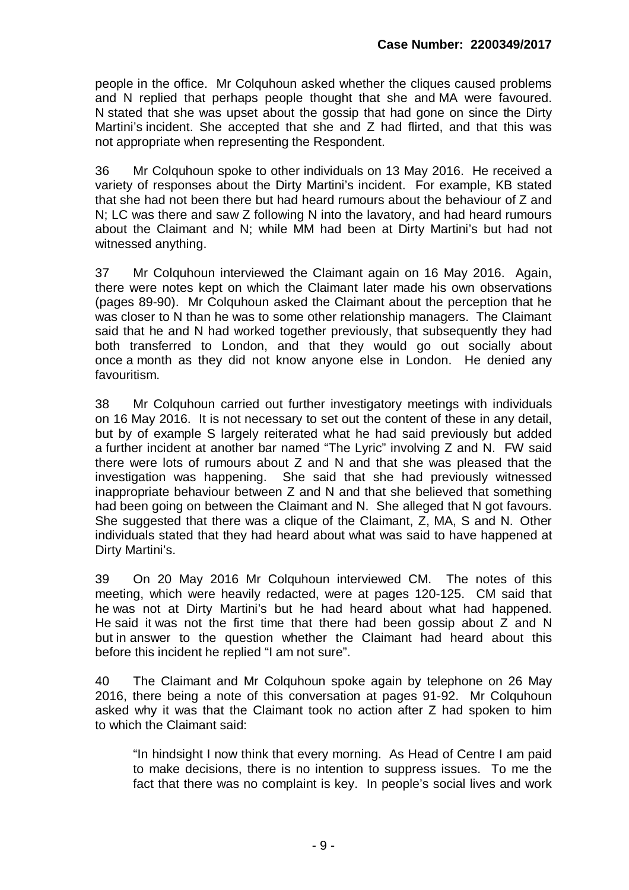people in the office. Mr Colquhoun asked whether the cliques caused problems and N replied that perhaps people thought that she and MA were favoured. N stated that she was upset about the gossip that had gone on since the Dirty Martini's incident. She accepted that she and Z had flirted, and that this was not appropriate when representing the Respondent.

36 Mr Colquhoun spoke to other individuals on 13 May 2016. He received a variety of responses about the Dirty Martini's incident. For example, KB stated that she had not been there but had heard rumours about the behaviour of Z and N; LC was there and saw Z following N into the lavatory, and had heard rumours about the Claimant and N; while MM had been at Dirty Martini's but had not witnessed anything.

37 Mr Colquhoun interviewed the Claimant again on 16 May 2016. Again, there were notes kept on which the Claimant later made his own observations (pages 89-90). Mr Colquhoun asked the Claimant about the perception that he was closer to N than he was to some other relationship managers. The Claimant said that he and N had worked together previously, that subsequently they had both transferred to London, and that they would go out socially about once a month as they did not know anyone else in London. He denied any favouritism.

38 Mr Colquhoun carried out further investigatory meetings with individuals on 16 May 2016. It is not necessary to set out the content of these in any detail, but by of example S largely reiterated what he had said previously but added a further incident at another bar named "The Lyric" involving Z and N. FW said there were lots of rumours about Z and N and that she was pleased that the investigation was happening. She said that she had previously witnessed inappropriate behaviour between Z and N and that she believed that something had been going on between the Claimant and N. She alleged that N got favours. She suggested that there was a clique of the Claimant, Z, MA, S and N. Other individuals stated that they had heard about what was said to have happened at Dirty Martini's.

39 On 20 May 2016 Mr Colquhoun interviewed CM. The notes of this meeting, which were heavily redacted, were at pages 120-125. CM said that he was not at Dirty Martini's but he had heard about what had happened. He said it was not the first time that there had been gossip about Z and N but in answer to the question whether the Claimant had heard about this before this incident he replied "I am not sure".

40 The Claimant and Mr Colquhoun spoke again by telephone on 26 May 2016, there being a note of this conversation at pages 91-92. Mr Colquhoun asked why it was that the Claimant took no action after Z had spoken to him to which the Claimant said:

> "In hindsight I now think that every morning. As Head of Centre I am paid to make decisions, there is no intention to suppress issues. To me the fact that there was no complaint is key. In people's social lives and work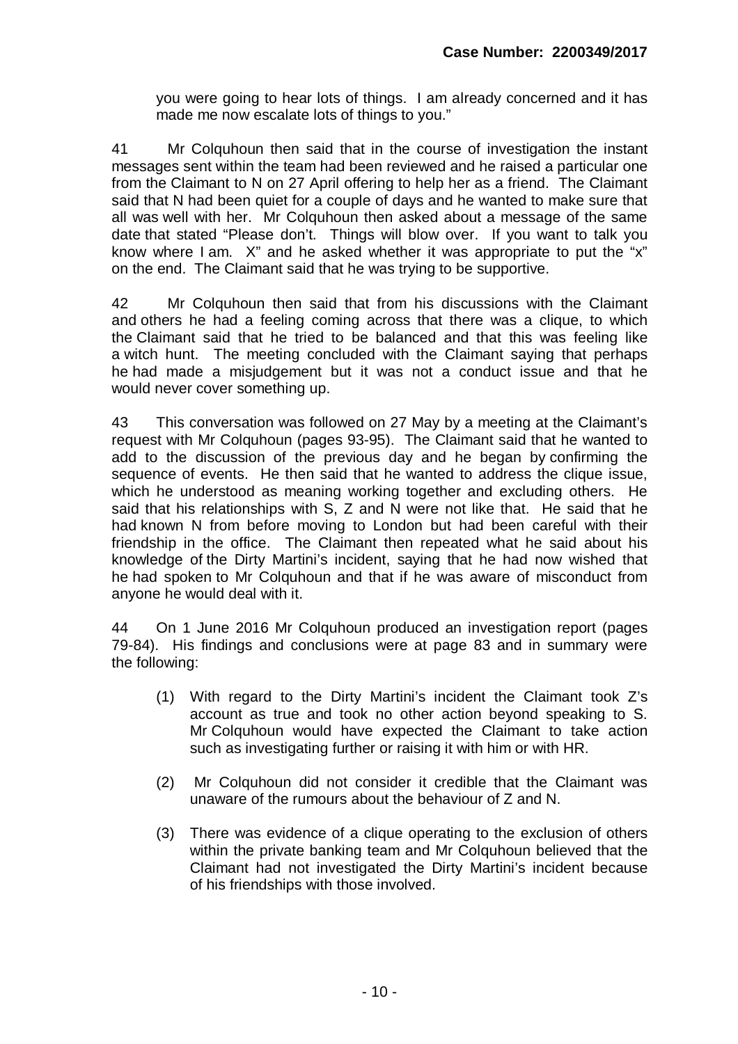you were going to hear lots of things. I am already concerned and it has made me now escalate lots of things to you."

41 Mr Colquhoun then said that in the course of investigation the instant messages sent within the team had been reviewed and he raised a particular one from the Claimant to N on 27 April offering to help her as a friend. The Claimant said that N had been quiet for a couple of days and he wanted to make sure that all was well with her. Mr Colquhoun then asked about a message of the same date that stated "Please don't. Things will blow over. If you want to talk you know where I am. X" and he asked whether it was appropriate to put the "x" on the end. The Claimant said that he was trying to be supportive.

42 Mr Colquhoun then said that from his discussions with the Claimant and others he had a feeling coming across that there was a clique, to which the Claimant said that he tried to be balanced and that this was feeling like a witch hunt. The meeting concluded with the Claimant saying that perhaps he had made a misjudgement but it was not a conduct issue and that he would never cover something up.

43 This conversation was followed on 27 May by a meeting at the Claimant's request with Mr Colquhoun (pages 93-95). The Claimant said that he wanted to add to the discussion of the previous day and he began by confirming the sequence of events. He then said that he wanted to address the clique issue, which he understood as meaning working together and excluding others. He said that his relationships with S, Z and N were not like that. He said that he had known N from before moving to London but had been careful with their friendship in the office. The Claimant then repeated what he said about his knowledge of the Dirty Martini's incident, saying that he had now wished that he had spoken to Mr Colquhoun and that if he was aware of misconduct from anyone he would deal with it.

44 On 1 June 2016 Mr Colquhoun produced an investigation report (pages 79-84). His findings and conclusions were at page 83 and in summary were the following:

(1) With regard to the Dirty Martini's incident the Claimant took Z's account as true and took no other action beyond speaking to S. Mr Colquhoun would have expected the Claimant to take action such as investigating further or raising it with him or with HR.

(2) Mr Colquhoun did not consider it credible that the Claimant was unaware of the rumours about the behaviour of Z and N.

(3) There was evidence of a clique operating to the exclusion of others within the private banking team and Mr Colquhoun believed that the Claimant had not investigated the Dirty Martini's incident because of his friendships with those involved.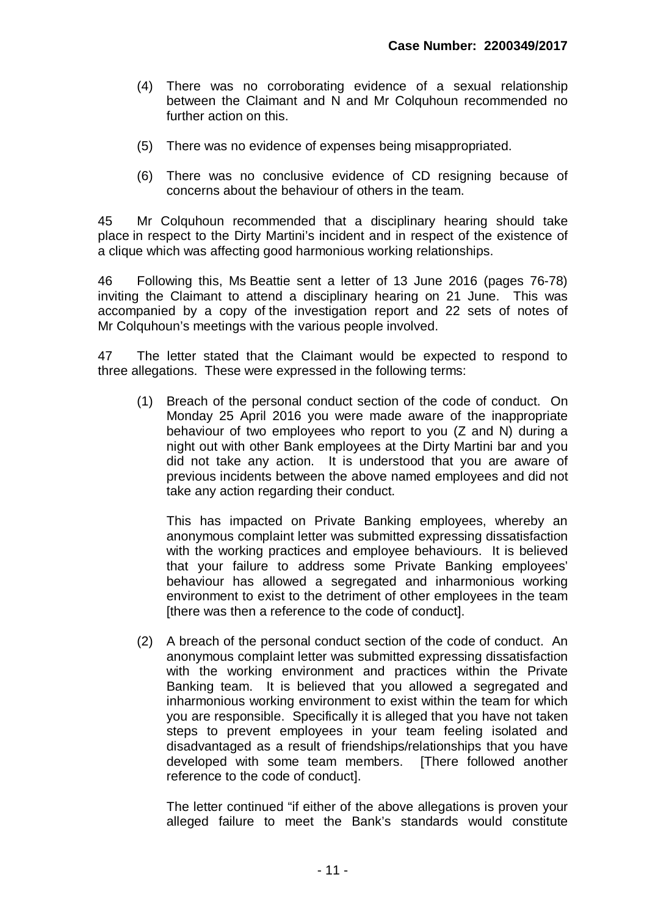(4) There was no corroborating evidence of a sexual relationship between the Claimant and N and Mr Colquhoun recommended no further action on this.

(5) There was no evidence of expenses being misappropriated.

(6) There was no conclusive evidence of CD resigning because of concerns about the behaviour of others in the team.

45 Mr Colquhoun recommended that a disciplinary hearing should take place in respect to the Dirty Martini's incident and in respect of the existence of a clique which was affecting good harmonious working relationships.

46 Following this, Ms Beattie sent a letter of 13 June 2016 (pages 76-78) inviting the Claimant to attend a disciplinary hearing on 21 June. This was accompanied by a copy of the investigation report and 22 sets of notes of Mr Colquhoun's meetings with the various people involved.

47 The letter stated that the Claimant would be expected to respond to three allegations. These were expressed in the following terms:

> (1) Breach of the personal conduct section of the code of conduct. On Monday 25 April 2016 you were made aware of the inappropriate behaviour of two employees who report to you (Z and N) during a night out with other Bank employees at the Dirty Martini bar and you did not take any action. It is understood that you are aware of previous incidents between the above named employees and did not take any action regarding their conduct.
>
> This has impacted on Private Banking employees, whereby an anonymous complaint letter was submitted expressing dissatisfaction with the working practices and employee behaviours. It is believed that your failure to address some Private Banking employees' behaviour has allowed a segregated and inharmonious working environment to exist to the detriment of other employees in the team [there was then a reference to the code of conduct].
>
> (2) A breach of the personal conduct section of the code of conduct. An anonymous complaint letter was submitted expressing dissatisfaction with the working environment and practices within the Private Banking team. It is believed that you allowed a segregated and inharmonious working environment to exist within the team for which you are responsible. Specifically it is alleged that you have not taken steps to prevent employees in your team feeling isolated and disadvantaged as a result of friendships/relationships that you have developed with some team members. [There followed another reference to the code of conduct].
>
> The letter continued "if either of the above allegations is proven your alleged failure to meet the Bank's standards would constitute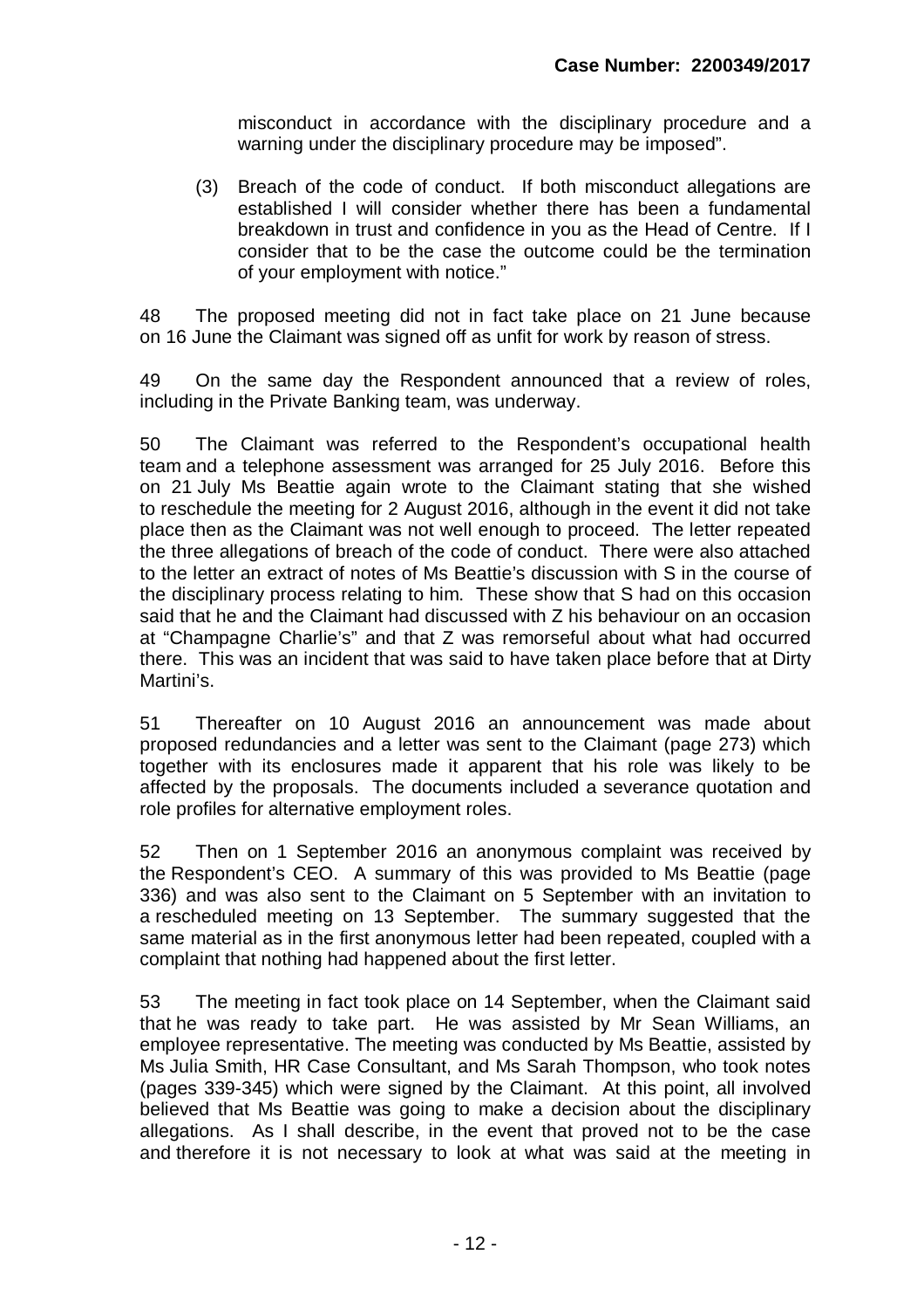misconduct in accordance with the disciplinary procedure and a warning under the disciplinary procedure may be imposed".

(3) Breach of the code of conduct. If both misconduct allegations are established I will consider whether there has been a fundamental breakdown in trust and confidence in you as the Head of Centre. If I consider that to be the case the outcome could be the termination of your employment with notice."

48 The proposed meeting did not in fact take place on 21 June because on 16 June the Claimant was signed off as unfit for work by reason of stress.

49 On the same day the Respondent announced that a review of roles, including in the Private Banking team, was underway.

50 The Claimant was referred to the Respondent's occupational health team and a telephone assessment was arranged for 25 July 2016. Before this on 21 July Ms Beattie again wrote to the Claimant stating that she wished to reschedule the meeting for 2 August 2016, although in the event it did not take place then as the Claimant was not well enough to proceed. The letter repeated the three allegations of breach of the code of conduct. There were also attached to the letter an extract of notes of Ms Beattie's discussion with S in the course of the disciplinary process relating to him. These show that S had on this occasion said that he and the Claimant had discussed with Z his behaviour on an occasion at "Champagne Charlie's" and that Z was remorseful about what had occurred there. This was an incident that was said to have taken place before that at Dirty Martini's.

51 Thereafter on 10 August 2016 an announcement was made about proposed redundancies and a letter was sent to the Claimant (page 273) which together with its enclosures made it apparent that his role was likely to be affected by the proposals. The documents included a severance quotation and role profiles for alternative employment roles.

52 Then on 1 September 2016 an anonymous complaint was received by the Respondent's CEO. A summary of this was provided to Ms Beattie (page 336) and was also sent to the Claimant on 5 September with an invitation to a rescheduled meeting on 13 September. The summary suggested that the same material as in the first anonymous letter had been repeated, coupled with a complaint that nothing had happened about the first letter.

53 The meeting in fact took place on 14 September, when the Claimant said that he was ready to take part. He was assisted by Mr Sean Williams, an employee representative. The meeting was conducted by Ms Beattie, assisted by Ms Julia Smith, HR Case Consultant, and Ms Sarah Thompson, who took notes (pages 339-345) which were signed by the Claimant. At this point, all involved believed that Ms Beattie was going to make a decision about the disciplinary allegations. As I shall describe, in the event that proved not to be the case and therefore it is not necessary to look at what was said at the meeting in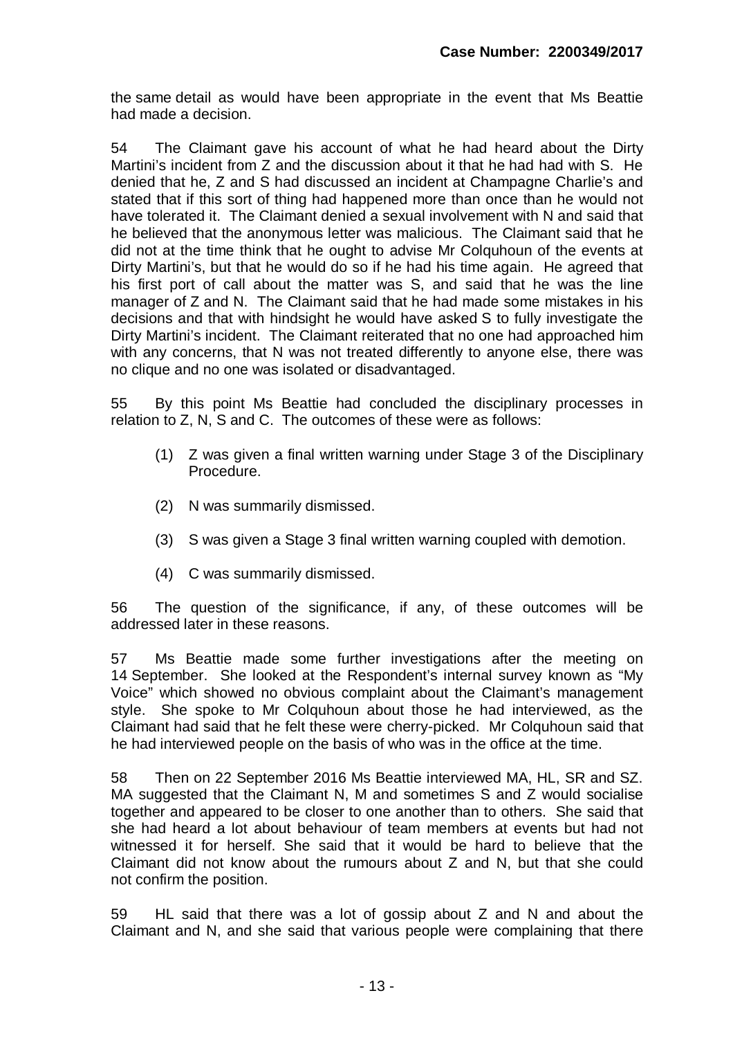the same detail as would have been appropriate in the event that Ms Beattie had made a decision.

54 The Claimant gave his account of what he had heard about the Dirty Martini's incident from Z and the discussion about it that he had had with S. He denied that he, Z and S had discussed an incident at Champagne Charlie's and stated that if this sort of thing had happened more than once than he would not have tolerated it. The Claimant denied a sexual involvement with N and said that he believed that the anonymous letter was malicious. The Claimant said that he did not at the time think that he ought to advise Mr Colquhoun of the events at Dirty Martini's, but that he would do so if he had his time again. He agreed that his first port of call about the matter was S, and said that he was the line manager of Z and N. The Claimant said that he had made some mistakes in his decisions and that with hindsight he would have asked S to fully investigate the Dirty Martini's incident. The Claimant reiterated that no one had approached him with any concerns, that N was not treated differently to anyone else, there was no clique and no one was isolated or disadvantaged.

55 By this point Ms Beattie had concluded the disciplinary processes in relation to Z, N, S and C. The outcomes of these were as follows:

(1) Z was given a final written warning under Stage 3 of the Disciplinary Procedure.

(2) N was summarily dismissed.

(3) S was given a Stage 3 final written warning coupled with demotion.

(4) C was summarily dismissed.

56 The question of the significance, if any, of these outcomes will be addressed later in these reasons.

57 Ms Beattie made some further investigations after the meeting on 14 September. She looked at the Respondent's internal survey known as "My Voice" which showed no obvious complaint about the Claimant's management style. She spoke to Mr Colquhoun about those he had interviewed, as the Claimant had said that he felt these were cherry-picked. Mr Colquhoun said that he had interviewed people on the basis of who was in the office at the time.

58 Then on 22 September 2016 Ms Beattie interviewed MA, HL, SR and SZ. MA suggested that the Claimant N, M and sometimes S and Z would socialise together and appeared to be closer to one another than to others. She said that she had heard a lot about behaviour of team members at events but had not witnessed it for herself. She said that it would be hard to believe that the Claimant did not know about the rumours about Z and N, but that she could not confirm the position.

59 HL said that there was a lot of gossip about Z and N and about the Claimant and N, and she said that various people were complaining that there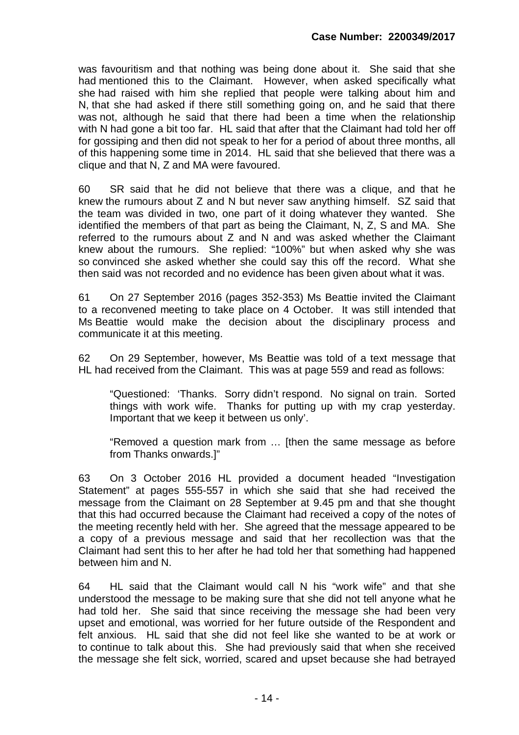was favouritism and that nothing was being done about it. She said that she had mentioned this to the Claimant. However, when asked specifically what she had raised with him she replied that people were talking about him and N, that she had asked if there still something going on, and he said that there was not, although he said that there had been a time when the relationship with N had gone a bit too far. HL said that after that the Claimant had told her off for gossiping and then did not speak to her for a period of about three months, all of this happening some time in 2014. HL said that she believed that there was a clique and that N, Z and MA were favoured.

60 SR said that he did not believe that there was a clique, and that he knew the rumours about Z and N but never saw anything himself. SZ said that the team was divided in two, one part of it doing whatever they wanted. She identified the members of that part as being the Claimant, N, Z, S and MA. She referred to the rumours about Z and N and was asked whether the Claimant knew about the rumours. She replied: "100%" but when asked why she was so convinced she asked whether she could say this off the record. What she then said was not recorded and no evidence has been given about what it was.

61 On 27 September 2016 (pages 352-353) Ms Beattie invited the Claimant to a reconvened meeting to take place on 4 October. It was still intended that Ms Beattie would make the decision about the disciplinary process and communicate it at this meeting.

62 On 29 September, however, Ms Beattie was told of a text message that HL had received from the Claimant. This was at page 559 and read as follows:

> "Questioned: 'Thanks. Sorry didn't respond. No signal on train. Sorted things with work wife. Thanks for putting up with my crap yesterday. Important that we keep it between us only'.
>
> "Removed a question mark from … [then the same message as before from Thanks onwards.]"

63 On 3 October 2016 HL provided a document headed "Investigation Statement" at pages 555-557 in which she said that she had received the message from the Claimant on 28 September at 9.45 pm and that she thought that this had occurred because the Claimant had received a copy of the notes of the meeting recently held with her. She agreed that the message appeared to be a copy of a previous message and said that her recollection was that the Claimant had sent this to her after he had told her that something had happened between him and N.

64 HL said that the Claimant would call N his "work wife" and that she understood the message to be making sure that she did not tell anyone what he had told her. She said that since receiving the message she had been very upset and emotional, was worried for her future outside of the Respondent and felt anxious. HL said that she did not feel like she wanted to be at work or to continue to talk about this. She had previously said that when she received the message she felt sick, worried, scared and upset because she had betrayed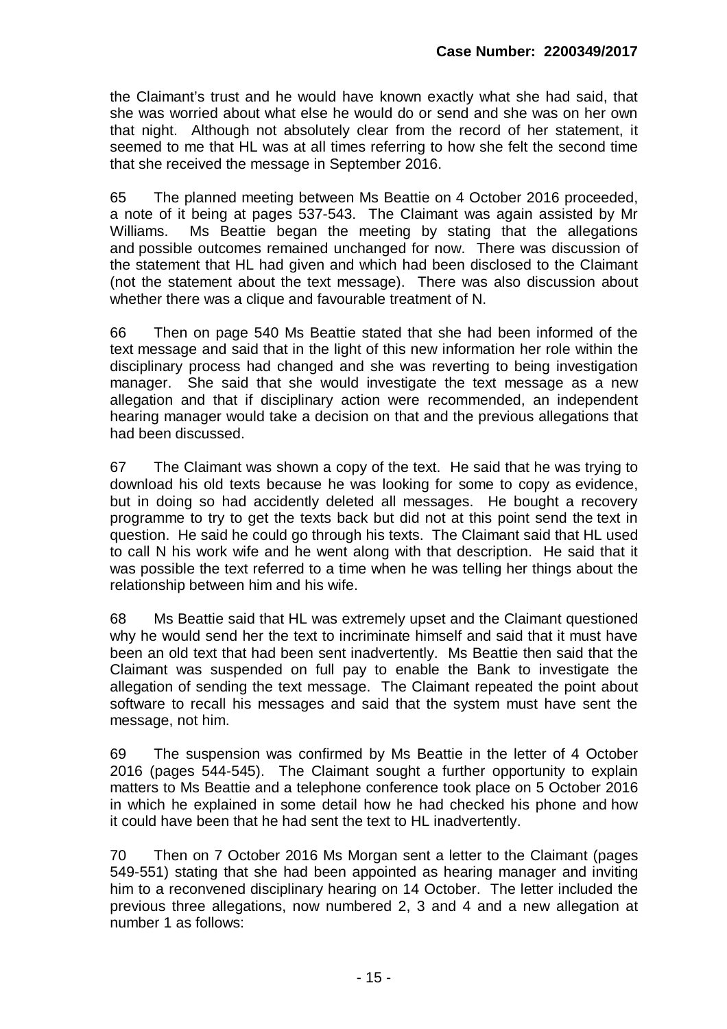the Claimant's trust and he would have known exactly what she had said, that she was worried about what else he would do or send and she was on her own that night. Although not absolutely clear from the record of her statement, it seemed to me that HL was at all times referring to how she felt the second time that she received the message in September 2016.

65 The planned meeting between Ms Beattie on 4 October 2016 proceeded, a note of it being at pages 537-543. The Claimant was again assisted by Mr Williams. Ms Beattie began the meeting by stating that the allegations and possible outcomes remained unchanged for now. There was discussion of the statement that HL had given and which had been disclosed to the Claimant (not the statement about the text message). There was also discussion about whether there was a clique and favourable treatment of N.

66 Then on page 540 Ms Beattie stated that she had been informed of the text message and said that in the light of this new information her role within the disciplinary process had changed and she was reverting to being investigation manager. She said that she would investigate the text message as a new allegation and that if disciplinary action were recommended, an independent hearing manager would take a decision on that and the previous allegations that had been discussed.

67 The Claimant was shown a copy of the text. He said that he was trying to download his old texts because he was looking for some to copy as evidence, but in doing so had accidently deleted all messages. He bought a recovery programme to try to get the texts back but did not at this point send the text in question. He said he could go through his texts. The Claimant said that HL used to call N his work wife and he went along with that description. He said that it was possible the text referred to a time when he was telling her things about the relationship between him and his wife.

68 Ms Beattie said that HL was extremely upset and the Claimant questioned why he would send her the text to incriminate himself and said that it must have been an old text that had been sent inadvertently. Ms Beattie then said that the Claimant was suspended on full pay to enable the Bank to investigate the allegation of sending the text message. The Claimant repeated the point about software to recall his messages and said that the system must have sent the message, not him.

69 The suspension was confirmed by Ms Beattie in the letter of 4 October 2016 (pages 544-545). The Claimant sought a further opportunity to explain matters to Ms Beattie and a telephone conference took place on 5 October 2016 in which he explained in some detail how he had checked his phone and how it could have been that he had sent the text to HL inadvertently.

70 Then on 7 October 2016 Ms Morgan sent a letter to the Claimant (pages 549-551) stating that she had been appointed as hearing manager and inviting him to a reconvened disciplinary hearing on 14 October. The letter included the previous three allegations, now numbered 2, 3 and 4 and a new allegation at number 1 as follows: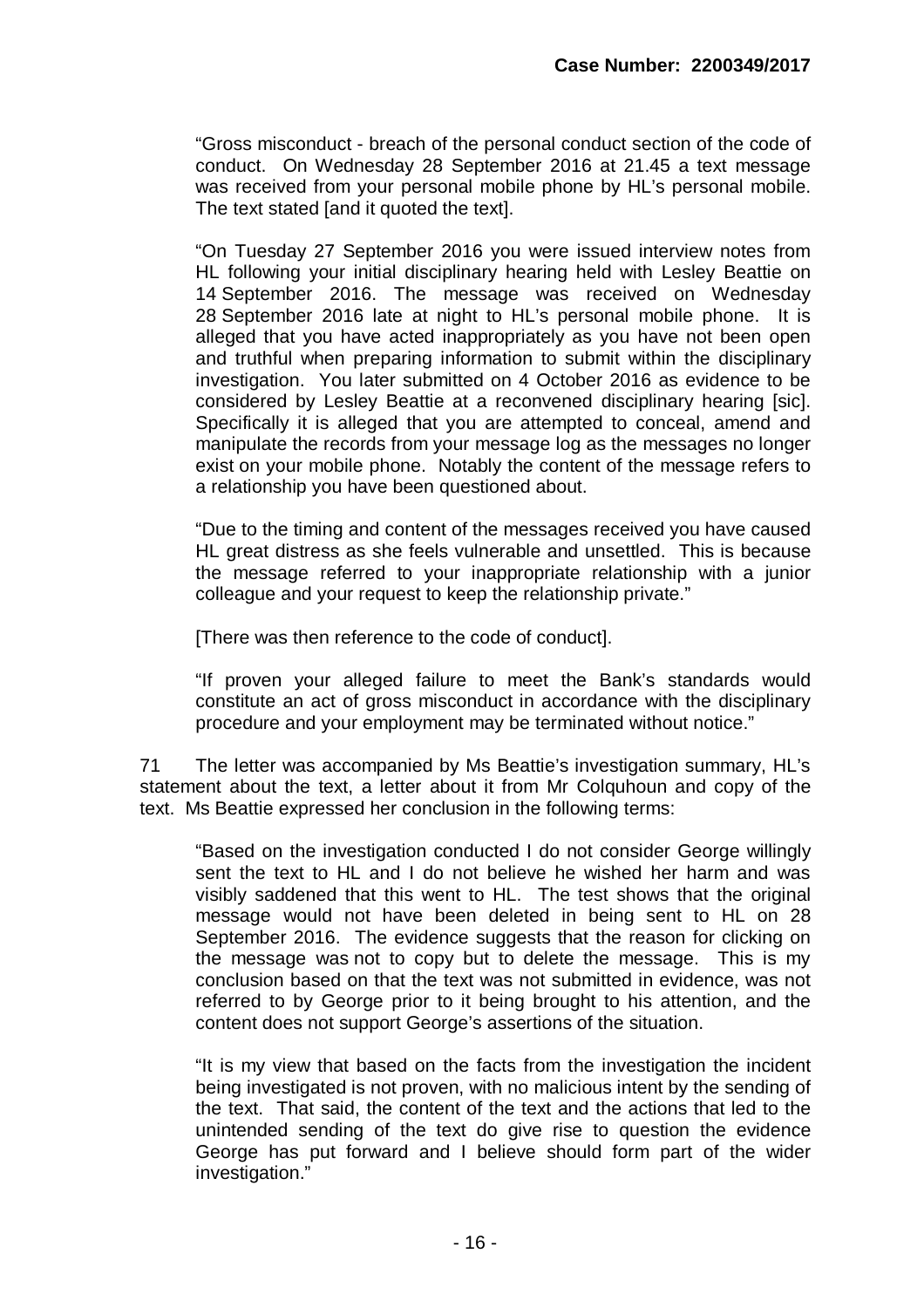"Gross misconduct - breach of the personal conduct section of the code of conduct. On Wednesday 28 September 2016 at 21.45 a text message was received from your personal mobile phone by HL's personal mobile. The text stated [and it quoted the text].

"On Tuesday 27 September 2016 you were issued interview notes from HL following your initial disciplinary hearing held with Lesley Beattie on 14 September 2016. The message was received on Wednesday 28 September 2016 late at night to HL's personal mobile phone. It is alleged that you have acted inappropriately as you have not been open and truthful when preparing information to submit within the disciplinary investigation. You later submitted on 4 October 2016 as evidence to be considered by Lesley Beattie at a reconvened disciplinary hearing [sic]. Specifically it is alleged that you are attempted to conceal, amend and manipulate the records from your message log as the messages no longer exist on your mobile phone. Notably the content of the message refers to a relationship you have been questioned about.

"Due to the timing and content of the messages received you have caused HL great distress as she feels vulnerable and unsettled. This is because the message referred to your inappropriate relationship with a junior colleague and your request to keep the relationship private."

[There was then reference to the code of conduct].

"If proven your alleged failure to meet the Bank's standards would constitute an act of gross misconduct in accordance with the disciplinary procedure and your employment may be terminated without notice."

71 The letter was accompanied by Ms Beattie's investigation summary, HL's statement about the text, a letter about it from Mr Colquhoun and copy of the text. Ms Beattie expressed her conclusion in the following terms:

"Based on the investigation conducted I do not consider George willingly sent the text to HL and I do not believe he wished her harm and was visibly saddened that this went to HL. The test shows that the original message would not have been deleted in being sent to HL on 28 September 2016. The evidence suggests that the reason for clicking on the message was not to copy but to delete the message. This is my conclusion based on that the text was not submitted in evidence, was not referred to by George prior to it being brought to his attention, and the content does not support George's assertions of the situation.

"It is my view that based on the facts from the investigation the incident being investigated is not proven, with no malicious intent by the sending of the text. That said, the content of the text and the actions that led to the unintended sending of the text do give rise to question the evidence George has put forward and I believe should form part of the wider investigation."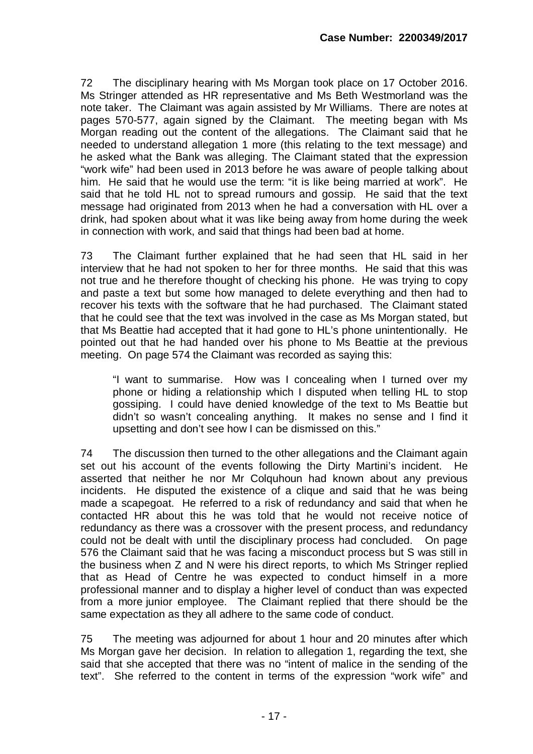72 The disciplinary hearing with Ms Morgan took place on 17 October 2016. Ms Stringer attended as HR representative and Ms Beth Westmorland was the note taker. The Claimant was again assisted by Mr Williams. There are notes at pages 570-577, again signed by the Claimant. The meeting began with Ms Morgan reading out the content of the allegations. The Claimant said that he needed to understand allegation 1 more (this relating to the text message) and he asked what the Bank was alleging. The Claimant stated that the expression "work wife" had been used in 2013 before he was aware of people talking about him. He said that he would use the term: "it is like being married at work". He said that he told HL not to spread rumours and gossip. He said that the text message had originated from 2013 when he had a conversation with HL over a drink, had spoken about what it was like being away from home during the week in connection with work, and said that things had been bad at home.

73 The Claimant further explained that he had seen that HL said in her interview that he had not spoken to her for three months. He said that this was not true and he therefore thought of checking his phone. He was trying to copy and paste a text but some how managed to delete everything and then had to recover his texts with the software that he had purchased. The Claimant stated that he could see that the text was involved in the case as Ms Morgan stated, but that Ms Beattie had accepted that it had gone to HL's phone unintentionally. He pointed out that he had handed over his phone to Ms Beattie at the previous meeting. On page 574 the Claimant was recorded as saying this:

> "I want to summarise. How was I concealing when I turned over my phone or hiding a relationship which I disputed when telling HL to stop gossiping. I could have denied knowledge of the text to Ms Beattie but didn't so wasn't concealing anything. It makes no sense and I find it upsetting and don't see how I can be dismissed on this."

74 The discussion then turned to the other allegations and the Claimant again set out his account of the events following the Dirty Martini's incident. He asserted that neither he nor Mr Colquhoun had known about any previous incidents. He disputed the existence of a clique and said that he was being made a scapegoat. He referred to a risk of redundancy and said that when he contacted HR about this he was told that he would not receive notice of redundancy as there was a crossover with the present process, and redundancy could not be dealt with until the disciplinary process had concluded. On page 576 the Claimant said that he was facing a misconduct process but S was still in the business when Z and N were his direct reports, to which Ms Stringer replied that as Head of Centre he was expected to conduct himself in a more professional manner and to display a higher level of conduct than was expected from a more junior employee. The Claimant replied that there should be the same expectation as they all adhere to the same code of conduct.

75 The meeting was adjourned for about 1 hour and 20 minutes after which Ms Morgan gave her decision. In relation to allegation 1, regarding the text, she said that she accepted that there was no "intent of malice in the sending of the text". She referred to the content in terms of the expression "work wife" and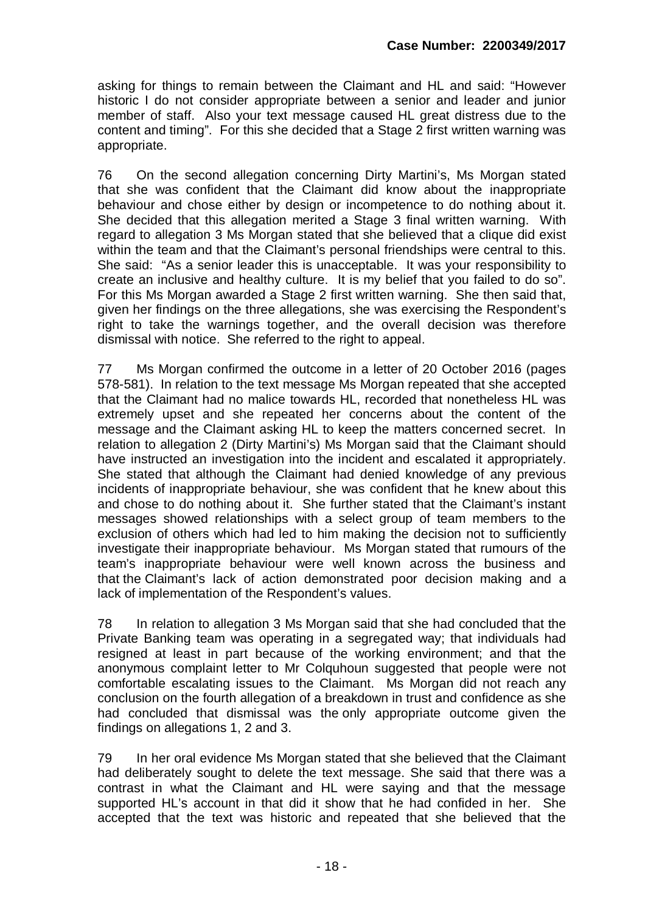asking for things to remain between the Claimant and HL and said: "However historic I do not consider appropriate between a senior and leader and junior member of staff. Also your text message caused HL great distress due to the content and timing". For this she decided that a Stage 2 first written warning was appropriate.

76 On the second allegation concerning Dirty Martini's, Ms Morgan stated that she was confident that the Claimant did know about the inappropriate behaviour and chose either by design or incompetence to do nothing about it. She decided that this allegation merited a Stage 3 final written warning. With regard to allegation 3 Ms Morgan stated that she believed that a clique did exist within the team and that the Claimant's personal friendships were central to this. She said: "As a senior leader this is unacceptable. It was your responsibility to create an inclusive and healthy culture. It is my belief that you failed to do so". For this Ms Morgan awarded a Stage 2 first written warning. She then said that, given her findings on the three allegations, she was exercising the Respondent's right to take the warnings together, and the overall decision was therefore dismissal with notice. She referred to the right to appeal.

77 Ms Morgan confirmed the outcome in a letter of 20 October 2016 (pages 578-581). In relation to the text message Ms Morgan repeated that she accepted that the Claimant had no malice towards HL, recorded that nonetheless HL was extremely upset and she repeated her concerns about the content of the message and the Claimant asking HL to keep the matters concerned secret. In relation to allegation 2 (Dirty Martini's) Ms Morgan said that the Claimant should have instructed an investigation into the incident and escalated it appropriately. She stated that although the Claimant had denied knowledge of any previous incidents of inappropriate behaviour, she was confident that he knew about this and chose to do nothing about it. She further stated that the Claimant's instant messages showed relationships with a select group of team members to the exclusion of others which had led to him making the decision not to sufficiently investigate their inappropriate behaviour. Ms Morgan stated that rumours of the team's inappropriate behaviour were well known across the business and that the Claimant's lack of action demonstrated poor decision making and a lack of implementation of the Respondent's values.

78 In relation to allegation 3 Ms Morgan said that she had concluded that the Private Banking team was operating in a segregated way; that individuals had resigned at least in part because of the working environment; and that the anonymous complaint letter to Mr Colquhoun suggested that people were not comfortable escalating issues to the Claimant. Ms Morgan did not reach any conclusion on the fourth allegation of a breakdown in trust and confidence as she had concluded that dismissal was the only appropriate outcome given the findings on allegations 1, 2 and 3.

79 In her oral evidence Ms Morgan stated that she believed that the Claimant had deliberately sought to delete the text message. She said that there was a contrast in what the Claimant and HL were saying and that the message supported HL's account in that did it show that he had confided in her. She accepted that the text was historic and repeated that she believed that the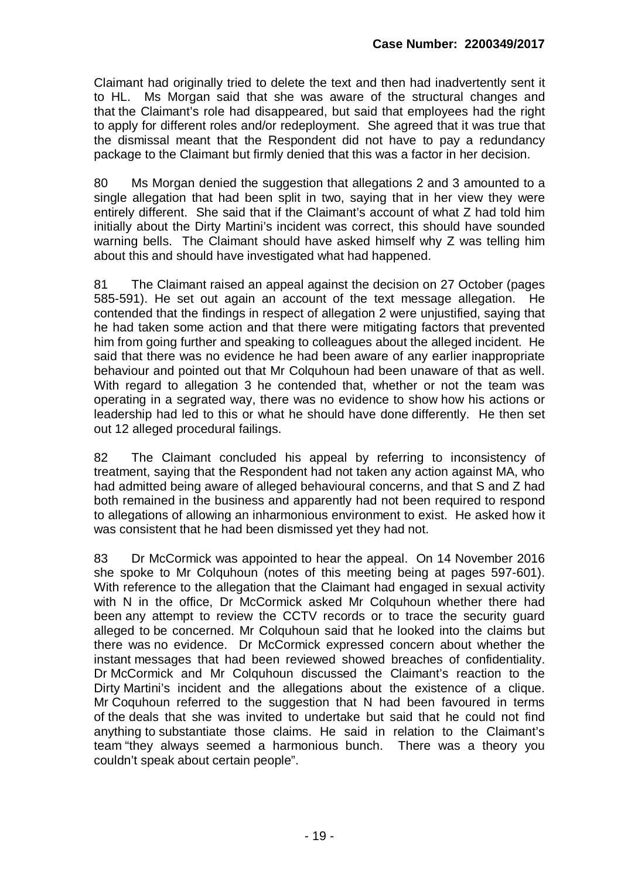Claimant had originally tried to delete the text and then had inadvertently sent it to HL. Ms Morgan said that she was aware of the structural changes and that the Claimant's role had disappeared, but said that employees had the right to apply for different roles and/or redeployment. She agreed that it was true that the dismissal meant that the Respondent did not have to pay a redundancy package to the Claimant but firmly denied that this was a factor in her decision.

80 Ms Morgan denied the suggestion that allegations 2 and 3 amounted to a single allegation that had been split in two, saying that in her view they were entirely different. She said that if the Claimant's account of what Z had told him initially about the Dirty Martini's incident was correct, this should have sounded warning bells. The Claimant should have asked himself why Z was telling him about this and should have investigated what had happened.

81 The Claimant raised an appeal against the decision on 27 October (pages 585-591). He set out again an account of the text message allegation. He contended that the findings in respect of allegation 2 were unjustified, saying that he had taken some action and that there were mitigating factors that prevented him from going further and speaking to colleagues about the alleged incident. He said that there was no evidence he had been aware of any earlier inappropriate behaviour and pointed out that Mr Colquhoun had been unaware of that as well. With regard to allegation 3 he contended that, whether or not the team was operating in a segrated way, there was no evidence to show how his actions or leadership had led to this or what he should have done differently. He then set out 12 alleged procedural failings.

82 The Claimant concluded his appeal by referring to inconsistency of treatment, saying that the Respondent had not taken any action against MA, who had admitted being aware of alleged behavioural concerns, and that S and Z had both remained in the business and apparently had not been required to respond to allegations of allowing an inharmonious environment to exist. He asked how it was consistent that he had been dismissed yet they had not.

83 Dr McCormick was appointed to hear the appeal. On 14 November 2016 she spoke to Mr Colquhoun (notes of this meeting being at pages 597-601). With reference to the allegation that the Claimant had engaged in sexual activity with N in the office, Dr McCormick asked Mr Colquhoun whether there had been any attempt to review the CCTV records or to trace the security guard alleged to be concerned. Mr Colquhoun said that he looked into the claims but there was no evidence. Dr McCormick expressed concern about whether the instant messages that had been reviewed showed breaches of confidentiality. Dr McCormick and Mr Colquhoun discussed the Claimant's reaction to the Dirty Martini's incident and the allegations about the existence of a clique. Mr Coquhoun referred to the suggestion that N had been favoured in terms of the deals that she was invited to undertake but said that he could not find anything to substantiate those claims. He said in relation to the Claimant's team "they always seemed a harmonious bunch. There was a theory you couldn't speak about certain people".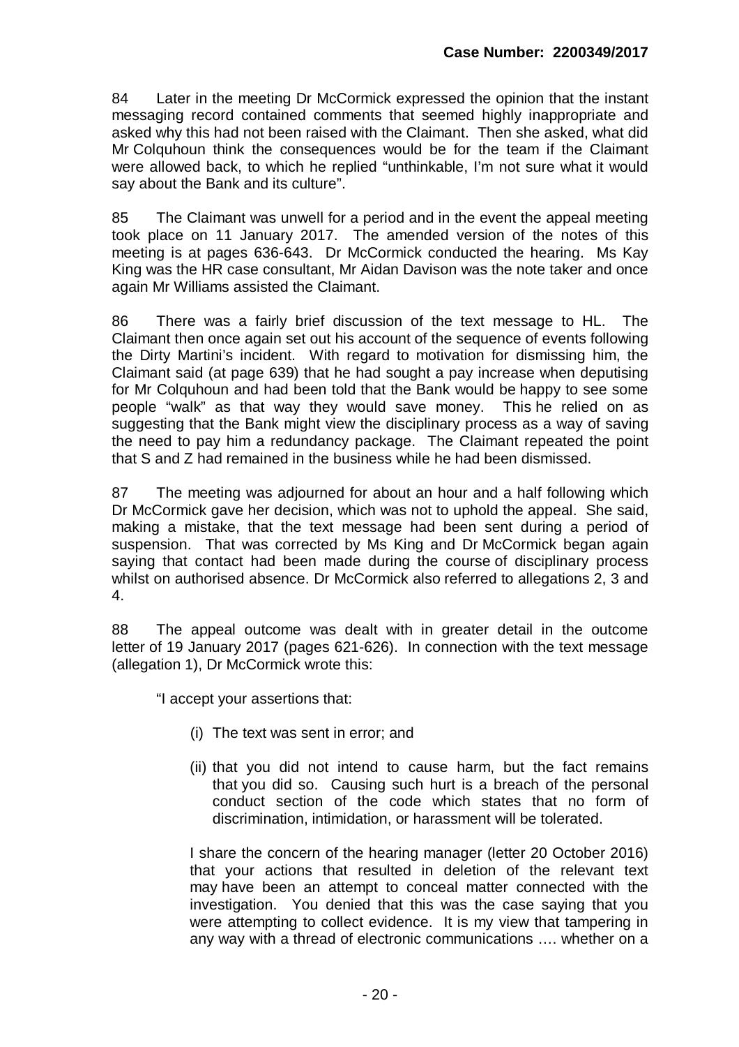84 Later in the meeting Dr McCormick expressed the opinion that the instant messaging record contained comments that seemed highly inappropriate and asked why this had not been raised with the Claimant. Then she asked, what did Mr Colquhoun think the consequences would be for the team if the Claimant were allowed back, to which he replied "unthinkable, I'm not sure what it would say about the Bank and its culture".

85 The Claimant was unwell for a period and in the event the appeal meeting took place on 11 January 2017. The amended version of the notes of this meeting is at pages 636-643. Dr McCormick conducted the hearing. Ms Kay King was the HR case consultant, Mr Aidan Davison was the note taker and once again Mr Williams assisted the Claimant.

86 There was a fairly brief discussion of the text message to HL. The Claimant then once again set out his account of the sequence of events following the Dirty Martini's incident. With regard to motivation for dismissing him, the Claimant said (at page 639) that he had sought a pay increase when deputising for Mr Colquhoun and had been told that the Bank would be happy to see some people "walk" as that way they would save money. This he relied on as suggesting that the Bank might view the disciplinary process as a way of saving the need to pay him a redundancy package. The Claimant repeated the point that S and Z had remained in the business while he had been dismissed.

87 The meeting was adjourned for about an hour and a half following which Dr McCormick gave her decision, which was not to uphold the appeal. She said, making a mistake, that the text message had been sent during a period of suspension. That was corrected by Ms King and Dr McCormick began again saying that contact had been made during the course of disciplinary process whilst on authorised absence. Dr McCormick also referred to allegations 2, 3 and 4.

88 The appeal outcome was dealt with in greater detail in the outcome letter of 19 January 2017 (pages 621-626). In connection with the text message (allegation 1), Dr McCormick wrote this:

> "I accept your assertions that:
>
> (i) The text was sent in error; and
>
> (ii) that you did not intend to cause harm, but the fact remains that you did so. Causing such hurt is a breach of the personal conduct section of the code which states that no form of discrimination, intimidation, or harassment will be tolerated.
>
> I share the concern of the hearing manager (letter 20 October 2016) that your actions that resulted in deletion of the relevant text may have been an attempt to conceal matter connected with the investigation. You denied that this was the case saying that you were attempting to collect evidence. It is my view that tampering in any way with a thread of electronic communications …. whether on a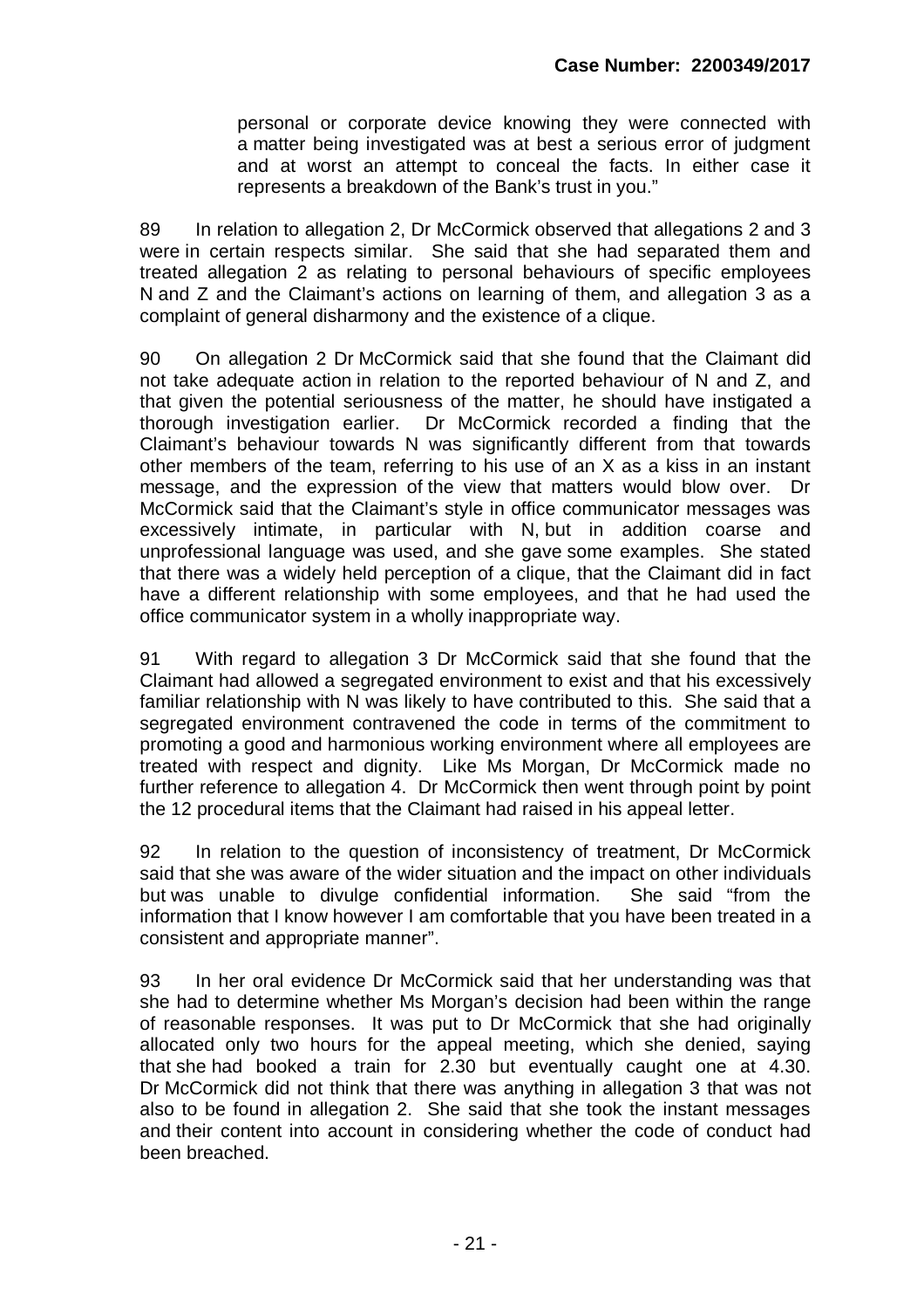personal or corporate device knowing they were connected with a matter being investigated was at best a serious error of judgment and at worst an attempt to conceal the facts. In either case it represents a breakdown of the Bank's trust in you."

89 In relation to allegation 2, Dr McCormick observed that allegations 2 and 3 were in certain respects similar. She said that she had separated them and treated allegation 2 as relating to personal behaviours of specific employees N and Z and the Claimant's actions on learning of them, and allegation 3 as a complaint of general disharmony and the existence of a clique.

90 On allegation 2 Dr McCormick said that she found that the Claimant did not take adequate action in relation to the reported behaviour of N and Z, and that given the potential seriousness of the matter, he should have instigated a thorough investigation earlier. Dr McCormick recorded a finding that the Claimant's behaviour towards N was significantly different from that towards other members of the team, referring to his use of an X as a kiss in an instant message, and the expression of the view that matters would blow over. Dr McCormick said that the Claimant's style in office communicator messages was excessively intimate, in particular with N, but in addition coarse and unprofessional language was used, and she gave some examples. She stated that there was a widely held perception of a clique, that the Claimant did in fact have a different relationship with some employees, and that he had used the office communicator system in a wholly inappropriate way.

91 With regard to allegation 3 Dr McCormick said that she found that the Claimant had allowed a segregated environment to exist and that his excessively familiar relationship with N was likely to have contributed to this. She said that a segregated environment contravened the code in terms of the commitment to promoting a good and harmonious working environment where all employees are treated with respect and dignity. Like Ms Morgan, Dr McCormick made no further reference to allegation 4. Dr McCormick then went through point by point the 12 procedural items that the Claimant had raised in his appeal letter.

92 In relation to the question of inconsistency of treatment, Dr McCormick said that she was aware of the wider situation and the impact on other individuals but was unable to divulge confidential information. She said "from the information that I know however I am comfortable that you have been treated in a consistent and appropriate manner".

93 In her oral evidence Dr McCormick said that her understanding was that she had to determine whether Ms Morgan's decision had been within the range of reasonable responses. It was put to Dr McCormick that she had originally allocated only two hours for the appeal meeting, which she denied, saying that she had booked a train for 2.30 but eventually caught one at 4.30. Dr McCormick did not think that there was anything in allegation 3 that was not also to be found in allegation 2. She said that she took the instant messages and their content into account in considering whether the code of conduct had been breached.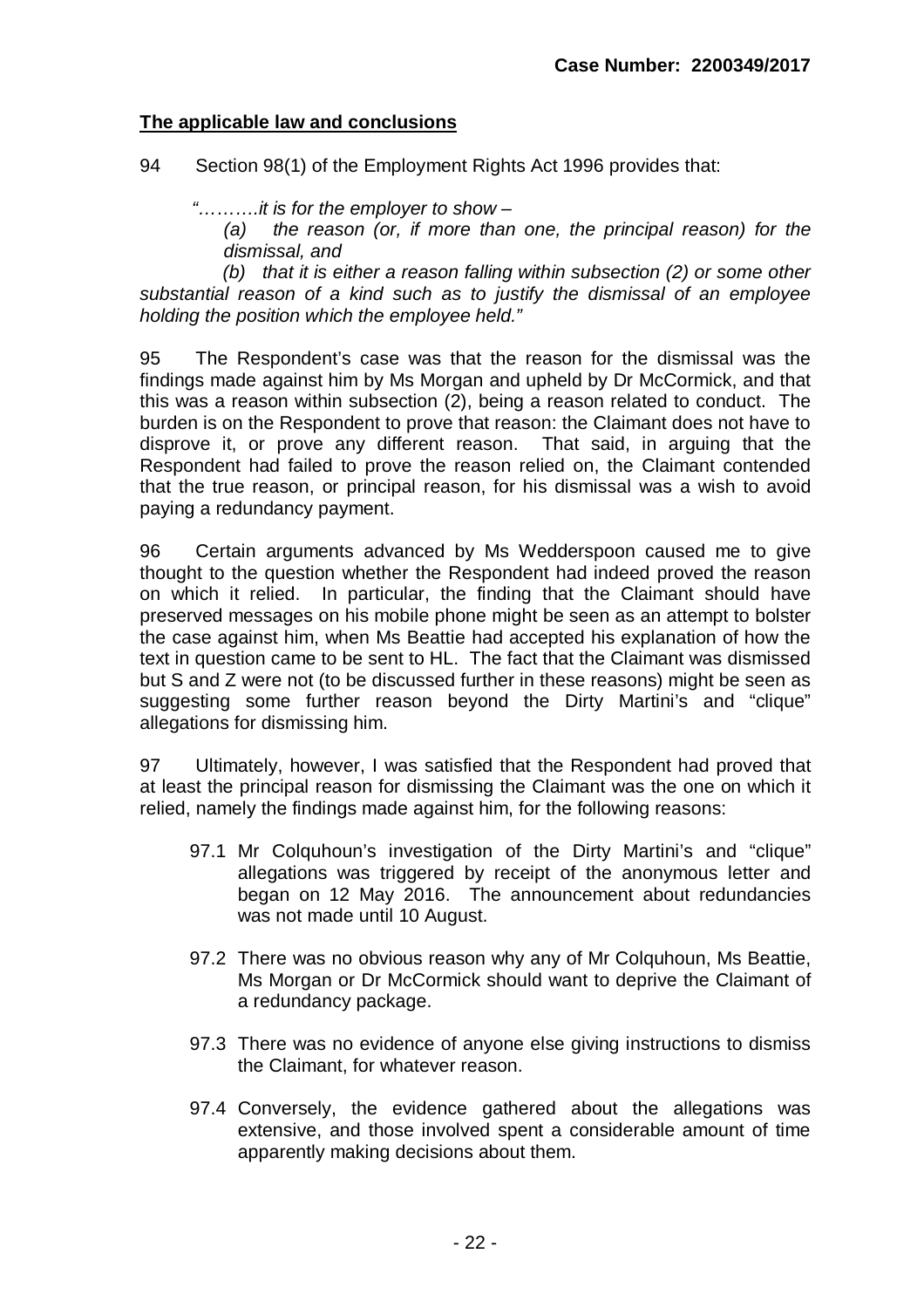Case Number: 2200349/2017

**The applicable law and conclusions**

94 Section 98(1) of the Employment Rights Act 1996 provides that:

*"……….it is for the employer to show –*

*(a) the reason (or, if more than one, the principal reason) for the dismissal, and*

*(b) that it is either a reason falling within subsection (2) or some other substantial reason of a kind such as to justify the dismissal of an employee holding the position which the employee held."*

95 The Respondent's case was that the reason for the dismissal was the findings made against him by Ms Morgan and upheld by Dr McCormick, and that this was a reason within subsection (2), being a reason related to conduct. The burden is on the Respondent to prove that reason: the Claimant does not have to disprove it, or prove any different reason. That said, in arguing that the Respondent had failed to prove the reason relied on, the Claimant contended that the true reason, or principal reason, for his dismissal was a wish to avoid paying a redundancy payment.

96 Certain arguments advanced by Ms Wedderspoon caused me to give thought to the question whether the Respondent had indeed proved the reason on which it relied. In particular, the finding that the Claimant should have preserved messages on his mobile phone might be seen as an attempt to bolster the case against him, when Ms Beattie had accepted his explanation of how the text in question came to be sent to HL. The fact that the Claimant was dismissed but S and Z were not (to be discussed further in these reasons) might be seen as suggesting some further reason beyond the Dirty Martini's and "clique" allegations for dismissing him.

97 Ultimately, however, I was satisfied that the Respondent had proved that at least the principal reason for dismissing the Claimant was the one on which it relied, namely the findings made against him, for the following reasons:

- 97.1 Mr Colquhoun's investigation of the Dirty Martini's and "clique" allegations was triggered by receipt of the anonymous letter and began on 12 May 2016. The announcement about redundancies was not made until 10 August.
- 97.2 There was no obvious reason why any of Mr Colquhoun, Ms Beattie, Ms Morgan or Dr McCormick should want to deprive the Claimant of a redundancy package.
- 97.3 There was no evidence of anyone else giving instructions to dismiss the Claimant, for whatever reason.
- 97.4 Conversely, the evidence gathered about the allegations was extensive, and those involved spent a considerable amount of time apparently making decisions about them.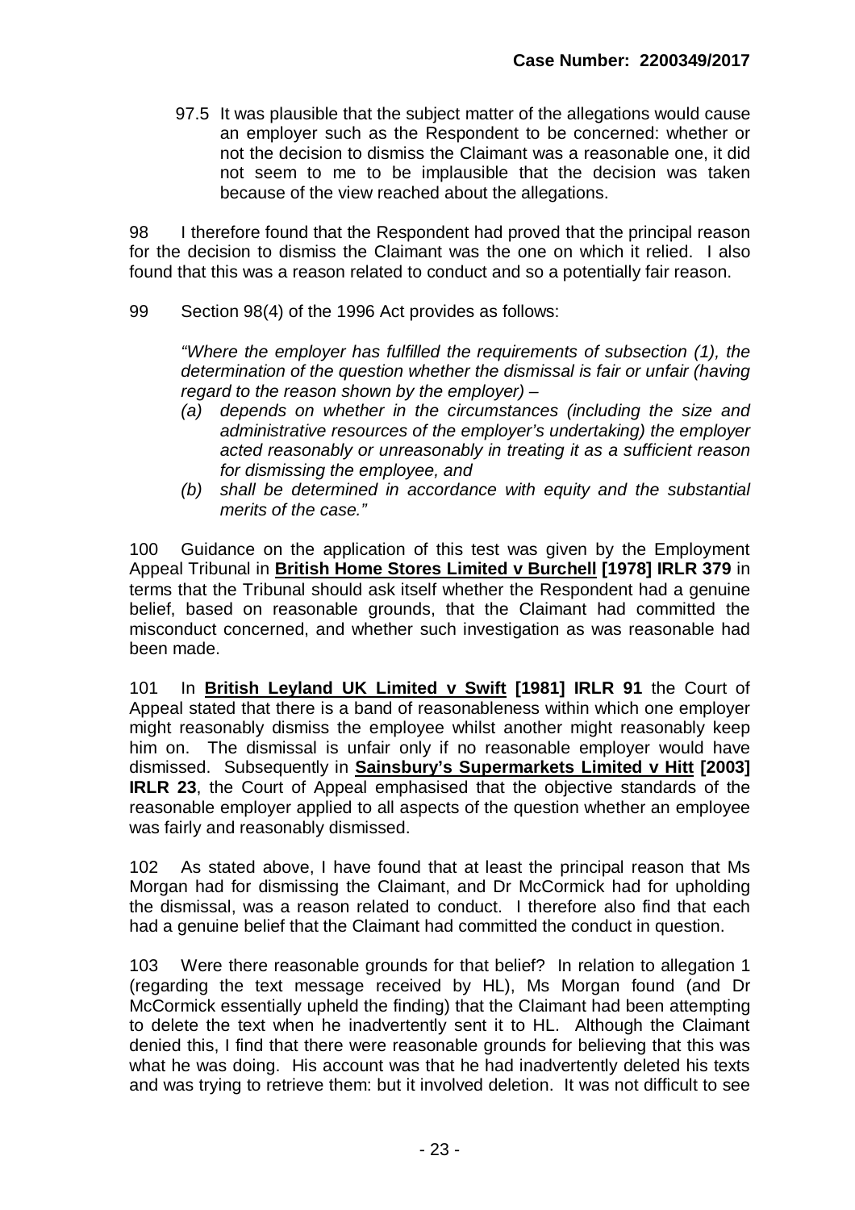97.5 It was plausible that the subject matter of the allegations would cause an employer such as the Respondent to be concerned: whether or not the decision to dismiss the Claimant was a reasonable one, it did not seem to me to be implausible that the decision was taken because of the view reached about the allegations.

98 I therefore found that the Respondent had proved that the principal reason for the decision to dismiss the Claimant was the one on which it relied. I also found that this was a reason related to conduct and so a potentially fair reason.

99 Section 98(4) of the 1996 Act provides as follows:

> *"Where the employer has fulfilled the requirements of subsection (1), the determination of the question whether the dismissal is fair or unfair (having regard to the reason shown by the employer) –*
>
> *(a) depends on whether in the circumstances (including the size and administrative resources of the employer's undertaking) the employer acted reasonably or unreasonably in treating it as a sufficient reason for dismissing the employee, and*
>
> *(b) shall be determined in accordance with equity and the substantial merits of the case."*

100 Guidance on the application of this test was given by the Employment Appeal Tribunal in **British Home Stores Limited v Burchell [1978] IRLR 379** in terms that the Tribunal should ask itself whether the Respondent had a genuine belief, based on reasonable grounds, that the Claimant had committed the misconduct concerned, and whether such investigation as was reasonable had been made.

101 In **British Leyland UK Limited v Swift [1981] IRLR 91** the Court of Appeal stated that there is a band of reasonableness within which one employer might reasonably dismiss the employee whilst another might reasonably keep him on. The dismissal is unfair only if no reasonable employer would have dismissed. Subsequently in **Sainsbury's Supermarkets Limited v Hitt [2003] IRLR 23**, the Court of Appeal emphasised that the objective standards of the reasonable employer applied to all aspects of the question whether an employee was fairly and reasonably dismissed.

102 As stated above, I have found that at least the principal reason that Ms Morgan had for dismissing the Claimant, and Dr McCormick had for upholding the dismissal, was a reason related to conduct. I therefore also find that each had a genuine belief that the Claimant had committed the conduct in question.

103 Were there reasonable grounds for that belief? In relation to allegation 1 (regarding the text message received by HL), Ms Morgan found (and Dr McCormick essentially upheld the finding) that the Claimant had been attempting to delete the text when he inadvertently sent it to HL. Although the Claimant denied this, I find that there were reasonable grounds for believing that this was what he was doing. His account was that he had inadvertently deleted his texts and was trying to retrieve them: but it involved deletion. It was not difficult to see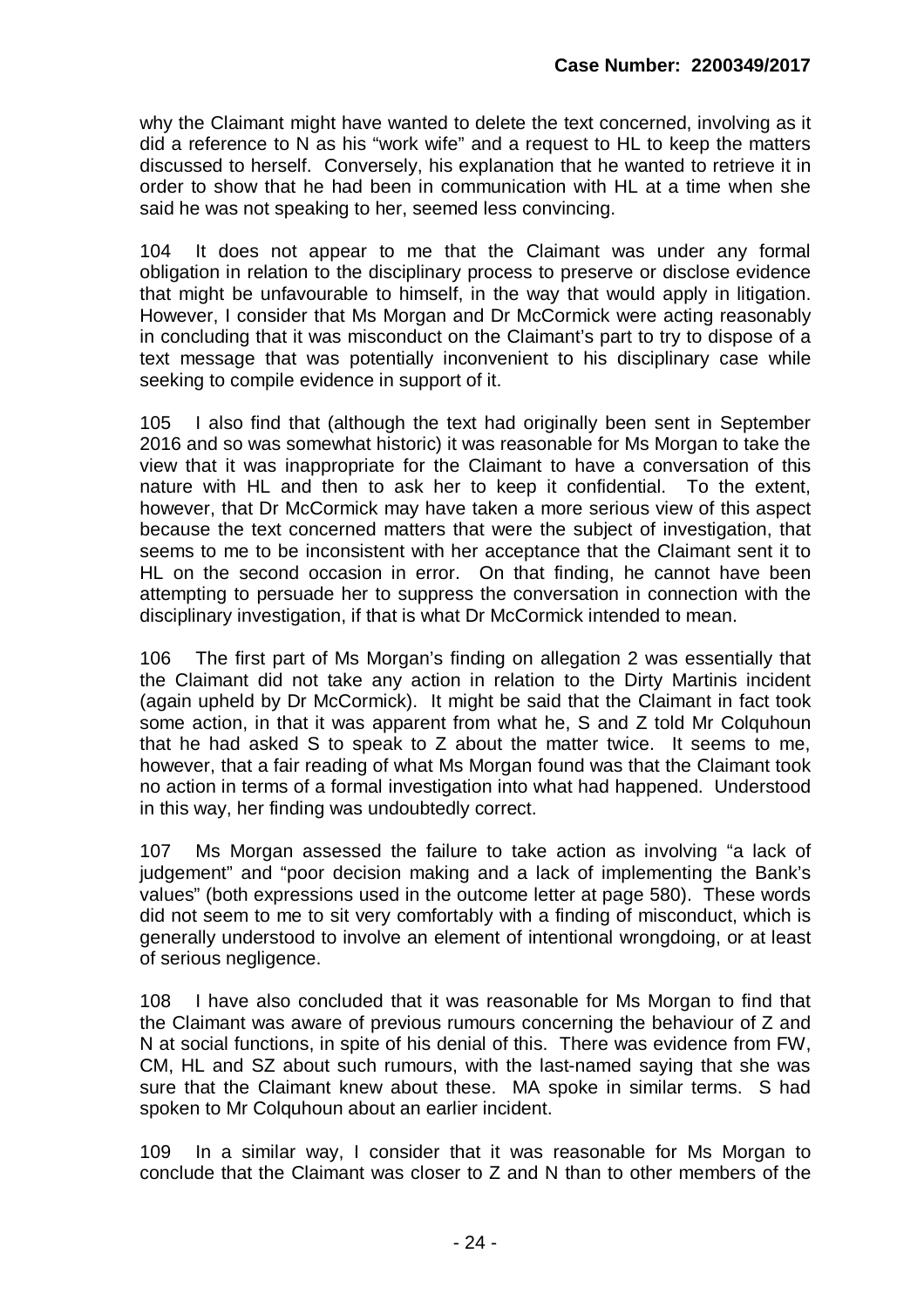why the Claimant might have wanted to delete the text concerned, involving as it did a reference to N as his "work wife" and a request to HL to keep the matters discussed to herself. Conversely, his explanation that he wanted to retrieve it in order to show that he had been in communication with HL at a time when she said he was not speaking to her, seemed less convincing.

104 It does not appear to me that the Claimant was under any formal obligation in relation to the disciplinary process to preserve or disclose evidence that might be unfavourable to himself, in the way that would apply in litigation. However, I consider that Ms Morgan and Dr McCormick were acting reasonably in concluding that it was misconduct on the Claimant's part to try to dispose of a text message that was potentially inconvenient to his disciplinary case while seeking to compile evidence in support of it.

105 I also find that (although the text had originally been sent in September 2016 and so was somewhat historic) it was reasonable for Ms Morgan to take the view that it was inappropriate for the Claimant to have a conversation of this nature with HL and then to ask her to keep it confidential. To the extent, however, that Dr McCormick may have taken a more serious view of this aspect because the text concerned matters that were the subject of investigation, that seems to me to be inconsistent with her acceptance that the Claimant sent it to HL on the second occasion in error. On that finding, he cannot have been attempting to persuade her to suppress the conversation in connection with the disciplinary investigation, if that is what Dr McCormick intended to mean.

106 The first part of Ms Morgan's finding on allegation 2 was essentially that the Claimant did not take any action in relation to the Dirty Martinis incident (again upheld by Dr McCormick). It might be said that the Claimant in fact took some action, in that it was apparent from what he, S and Z told Mr Colquhoun that he had asked S to speak to Z about the matter twice. It seems to me, however, that a fair reading of what Ms Morgan found was that the Claimant took no action in terms of a formal investigation into what had happened. Understood in this way, her finding was undoubtedly correct.

107 Ms Morgan assessed the failure to take action as involving "a lack of judgement" and "poor decision making and a lack of implementing the Bank's values" (both expressions used in the outcome letter at page 580). These words did not seem to me to sit very comfortably with a finding of misconduct, which is generally understood to involve an element of intentional wrongdoing, or at least of serious negligence.

108 I have also concluded that it was reasonable for Ms Morgan to find that the Claimant was aware of previous rumours concerning the behaviour of Z and N at social functions, in spite of his denial of this. There was evidence from FW, CM, HL and SZ about such rumours, with the last-named saying that she was sure that the Claimant knew about these. MA spoke in similar terms. S had spoken to Mr Colquhoun about an earlier incident.

109 In a similar way, I consider that it was reasonable for Ms Morgan to conclude that the Claimant was closer to Z and N than to other members of the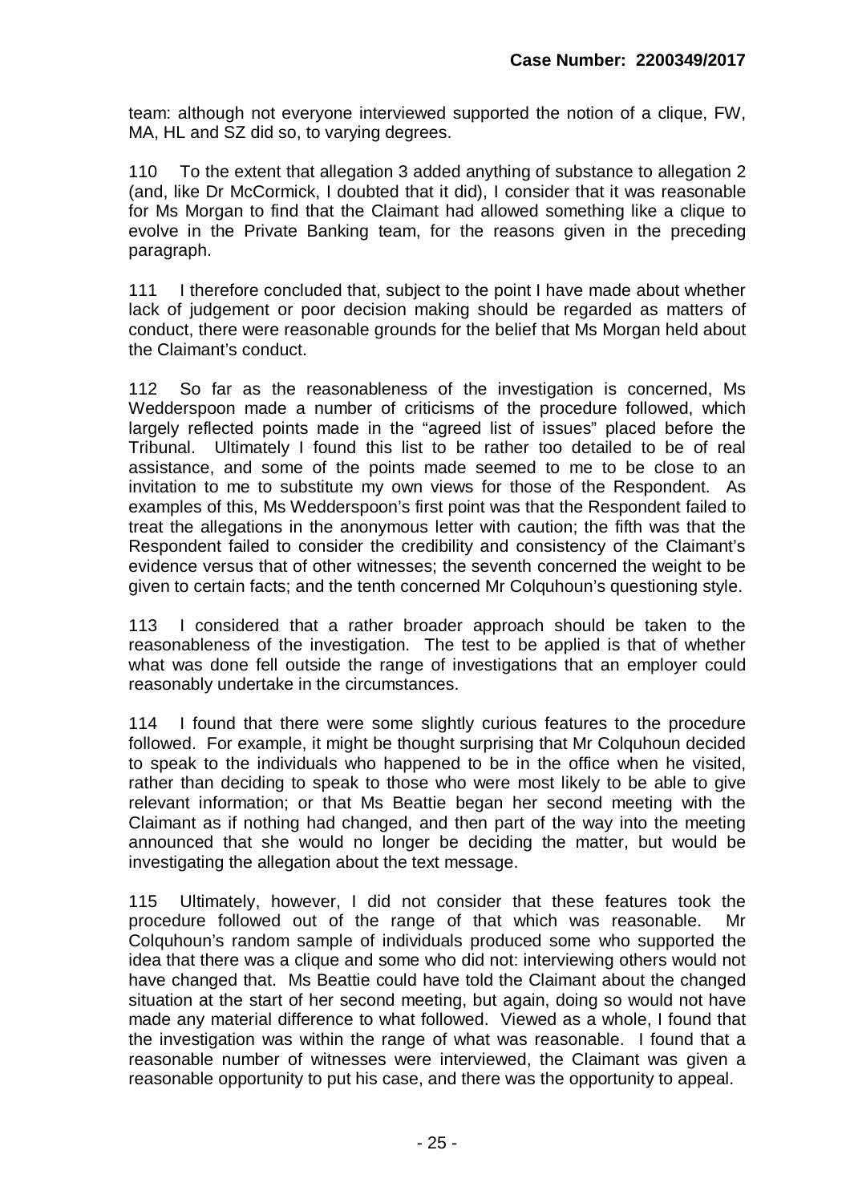team: although not everyone interviewed supported the notion of a clique, FW, MA, HL and SZ did so, to varying degrees.

110 To the extent that allegation 3 added anything of substance to allegation 2 (and, like Dr McCormick, I doubted that it did), I consider that it was reasonable for Ms Morgan to find that the Claimant had allowed something like a clique to evolve in the Private Banking team, for the reasons given in the preceding paragraph.

111 I therefore concluded that, subject to the point I have made about whether lack of judgement or poor decision making should be regarded as matters of conduct, there were reasonable grounds for the belief that Ms Morgan held about the Claimant's conduct.

112 So far as the reasonableness of the investigation is concerned, Ms Wedderspoon made a number of criticisms of the procedure followed, which largely reflected points made in the "agreed list of issues" placed before the Tribunal. Ultimately I found this list to be rather too detailed to be of real assistance, and some of the points made seemed to me to be close to an invitation to me to substitute my own views for those of the Respondent. As examples of this, Ms Wedderspoon's first point was that the Respondent failed to treat the allegations in the anonymous letter with caution; the fifth was that the Respondent failed to consider the credibility and consistency of the Claimant's evidence versus that of other witnesses; the seventh concerned the weight to be given to certain facts; and the tenth concerned Mr Colquhoun's questioning style.

113 I considered that a rather broader approach should be taken to the reasonableness of the investigation. The test to be applied is that of whether what was done fell outside the range of investigations that an employer could reasonably undertake in the circumstances.

114 I found that there were some slightly curious features to the procedure followed. For example, it might be thought surprising that Mr Colquhoun decided to speak to the individuals who happened to be in the office when he visited, rather than deciding to speak to those who were most likely to be able to give relevant information; or that Ms Beattie began her second meeting with the Claimant as if nothing had changed, and then part of the way into the meeting announced that she would no longer be deciding the matter, but would be investigating the allegation about the text message.

115 Ultimately, however, I did not consider that these features took the procedure followed out of the range of that which was reasonable. Mr Colquhoun's random sample of individuals produced some who supported the idea that there was a clique and some who did not: interviewing others would not have changed that. Ms Beattie could have told the Claimant about the changed situation at the start of her second meeting, but again, doing so would not have made any material difference to what followed. Viewed as a whole, I found that the investigation was within the range of what was reasonable. I found that a reasonable number of witnesses were interviewed, the Claimant was given a reasonable opportunity to put his case, and there was the opportunity to appeal.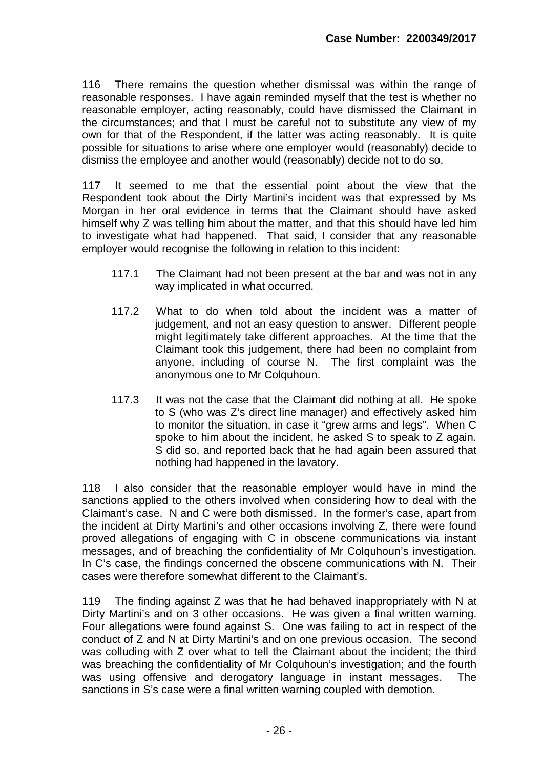116 There remains the question whether dismissal was within the range of reasonable responses. I have again reminded myself that the test is whether no reasonable employer, acting reasonably, could have dismissed the Claimant in the circumstances; and that I must be careful not to substitute any view of my own for that of the Respondent, if the latter was acting reasonably. It is quite possible for situations to arise where one employer would (reasonably) decide to dismiss the employee and another would (reasonably) decide not to do so.

117 It seemed to me that the essential point about the view that the Respondent took about the Dirty Martini's incident was that expressed by Ms Morgan in her oral evidence in terms that the Claimant should have asked himself why Z was telling him about the matter, and that this should have led him to investigate what had happened. That said, I consider that any reasonable employer would recognise the following in relation to this incident:

117.1 The Claimant had not been present at the bar and was not in any way implicated in what occurred.

117.2 What to do when told about the incident was a matter of judgement, and not an easy question to answer. Different people might legitimately take different approaches. At the time that the Claimant took this judgement, there had been no complaint from anyone, including of course N. The first complaint was the anonymous one to Mr Colquhoun.

117.3 It was not the case that the Claimant did nothing at all. He spoke to S (who was Z's direct line manager) and effectively asked him to monitor the situation, in case it "grew arms and legs". When C spoke to him about the incident, he asked S to speak to Z again. S did so, and reported back that he had again been assured that nothing had happened in the lavatory.

118 I also consider that the reasonable employer would have in mind the sanctions applied to the others involved when considering how to deal with the Claimant's case. N and C were both dismissed. In the former's case, apart from the incident at Dirty Martini's and other occasions involving Z, there were found proved allegations of engaging with C in obscene communications via instant messages, and of breaching the confidentiality of Mr Colquhoun's investigation. In C's case, the findings concerned the obscene communications with N. Their cases were therefore somewhat different to the Claimant's.

119 The finding against Z was that he had behaved inappropriately with N at Dirty Martini's and on 3 other occasions. He was given a final written warning. Four allegations were found against S. One was failing to act in respect of the conduct of Z and N at Dirty Martini's and on one previous occasion. The second was colluding with Z over what to tell the Claimant about the incident; the third was breaching the confidentiality of Mr Colquhoun's investigation; and the fourth was using offensive and derogatory language in instant messages. The sanctions in S's case were a final written warning coupled with demotion.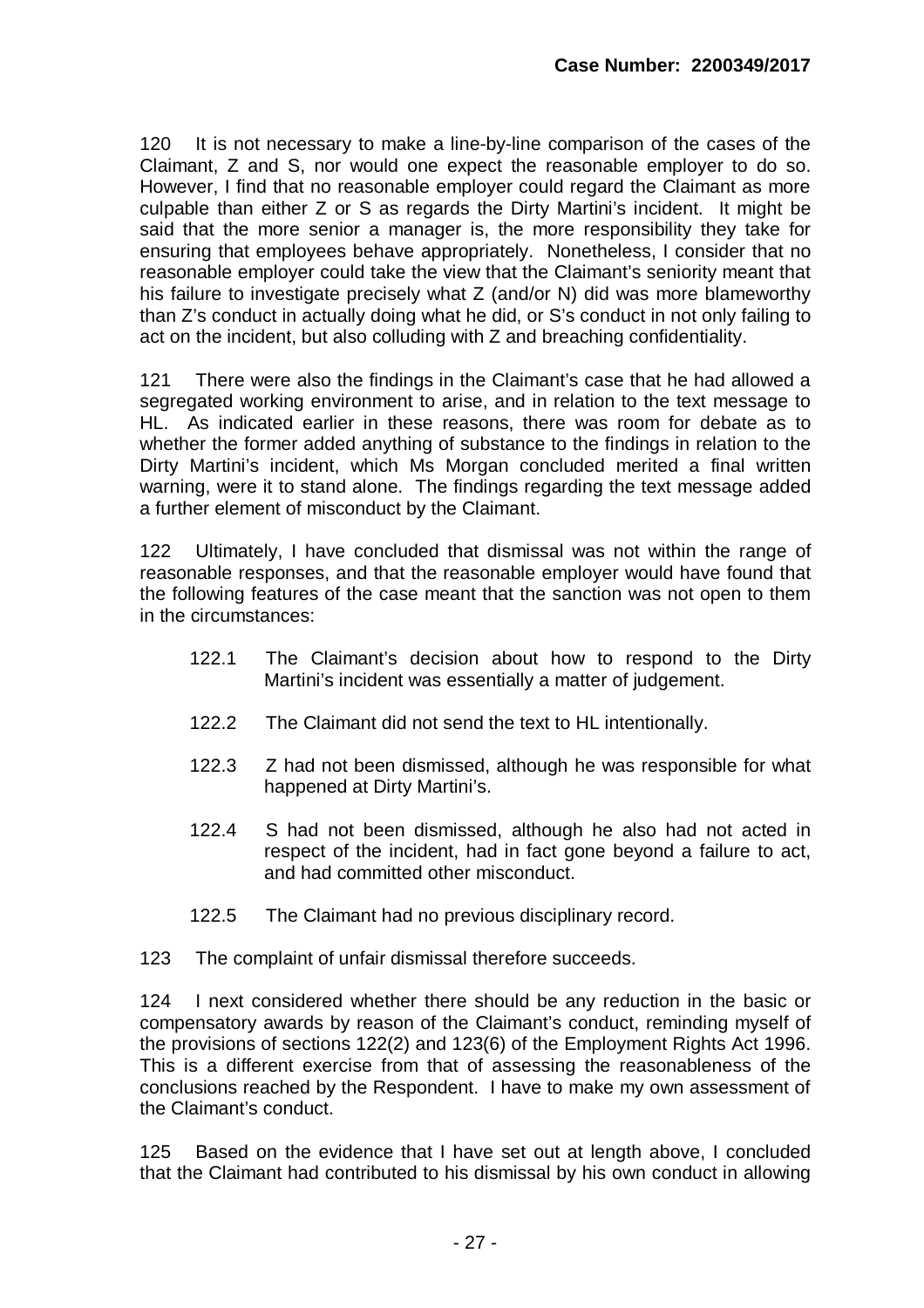120 It is not necessary to make a line-by-line comparison of the cases of the Claimant, Z and S, nor would one expect the reasonable employer to do so. However, I find that no reasonable employer could regard the Claimant as more culpable than either Z or S as regards the Dirty Martini's incident. It might be said that the more senior a manager is, the more responsibility they take for ensuring that employees behave appropriately. Nonetheless, I consider that no reasonable employer could take the view that the Claimant's seniority meant that his failure to investigate precisely what Z (and/or N) did was more blameworthy than Z's conduct in actually doing what he did, or S's conduct in not only failing to act on the incident, but also colluding with Z and breaching confidentiality.

121 There were also the findings in the Claimant's case that he had allowed a segregated working environment to arise, and in relation to the text message to HL. As indicated earlier in these reasons, there was room for debate as to whether the former added anything of substance to the findings in relation to the Dirty Martini's incident, which Ms Morgan concluded merited a final written warning, were it to stand alone. The findings regarding the text message added a further element of misconduct by the Claimant.

122 Ultimately, I have concluded that dismissal was not within the range of reasonable responses, and that the reasonable employer would have found that the following features of the case meant that the sanction was not open to them in the circumstances:

122.1 The Claimant's decision about how to respond to the Dirty Martini's incident was essentially a matter of judgement.

122.2 The Claimant did not send the text to HL intentionally.

122.3 Z had not been dismissed, although he was responsible for what happened at Dirty Martini's.

122.4 S had not been dismissed, although he also had not acted in respect of the incident, had in fact gone beyond a failure to act, and had committed other misconduct.

122.5 The Claimant had no previous disciplinary record.

123 The complaint of unfair dismissal therefore succeeds.

124 I next considered whether there should be any reduction in the basic or compensatory awards by reason of the Claimant's conduct, reminding myself of the provisions of sections 122(2) and 123(6) of the Employment Rights Act 1996. This is a different exercise from that of assessing the reasonableness of the conclusions reached by the Respondent. I have to make my own assessment of the Claimant's conduct.

125 Based on the evidence that I have set out at length above, I concluded that the Claimant had contributed to his dismissal by his own conduct in allowing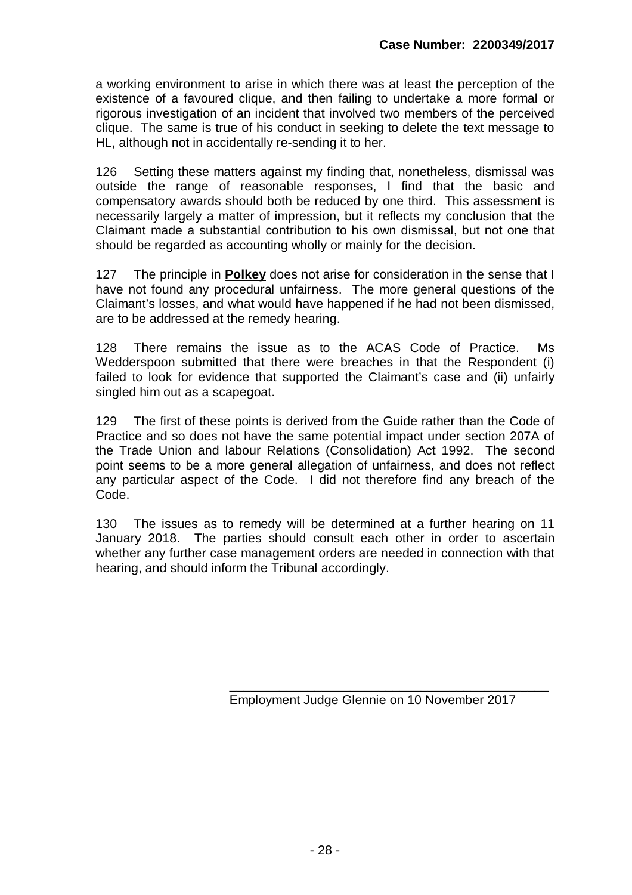a working environment to arise in which there was at least the perception of the existence of a favoured clique, and then failing to undertake a more formal or rigorous investigation of an incident that involved two members of the perceived clique. The same is true of his conduct in seeking to delete the text message to HL, although not in accidentally re-sending it to her.

126 Setting these matters against my finding that, nonetheless, dismissal was outside the range of reasonable responses, I find that the basic and compensatory awards should both be reduced by one third. This assessment is necessarily largely a matter of impression, but it reflects my conclusion that the Claimant made a substantial contribution to his own dismissal, but not one that should be regarded as accounting wholly or mainly for the decision.

127 The principle in **Polkey** does not arise for consideration in the sense that I have not found any procedural unfairness. The more general questions of the Claimant's losses, and what would have happened if he had not been dismissed, are to be addressed at the remedy hearing.

128 There remains the issue as to the ACAS Code of Practice. Ms Wedderspoon submitted that there were breaches in that the Respondent (i) failed to look for evidence that supported the Claimant's case and (ii) unfairly singled him out as a scapegoat.

129 The first of these points is derived from the Guide rather than the Code of Practice and so does not have the same potential impact under section 207A of the Trade Union and labour Relations (Consolidation) Act 1992. The second point seems to be a more general allegation of unfairness, and does not reflect any particular aspect of the Code. I did not therefore find any breach of the Code.

130 The issues as to remedy will be determined at a further hearing on 11 January 2018. The parties should consult each other in order to ascertain whether any further case management orders are needed in connection with that hearing, and should inform the Tribunal accordingly.

\_\_\_\_\_\_\_\_\_\_\_\_\_\_\_\_\_\_\_\_\_\_\_\_\_\_\_\_\_\_\_\_\_\_\_\_\_\_\_\_\_\_\_\_

Employment Judge Glennie on 10 November 2017